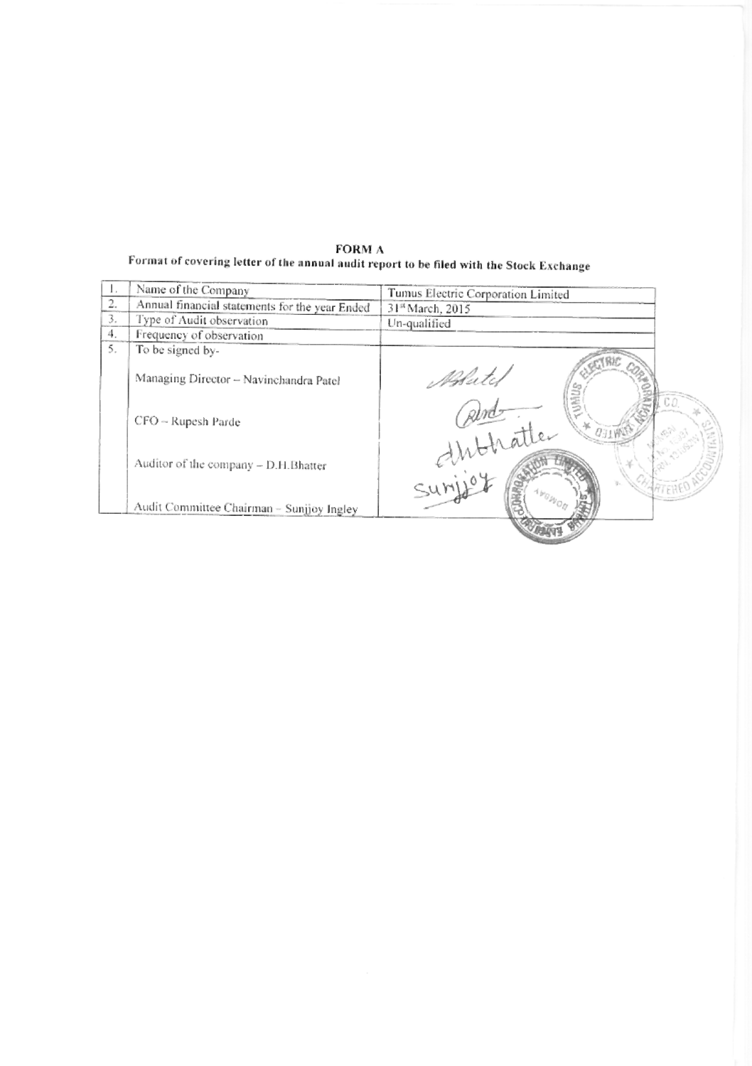# FORM A

**Format of covering letter of the annual audit report to be filed with the Stock Exchange**

| | | |
|---|---|---|
| 1. | Name of the Company | Tumus Electric Corporation Limited |
| 2. | Annual financial statements for the year Ended | 31st March, 2015 |
| 3. | Type of Audit observation | Un-qualified |
| 4. | Frequency of observation | |
| 5. | To be signed by-<br><br>Managing Director – Navinchandra Patel<br><br>CFO – Rupesh Parde<br><br>Auditor of the company – D.H.Bhatter<br><br>Audit Committee Chairman – Sunjjoy Ingley | |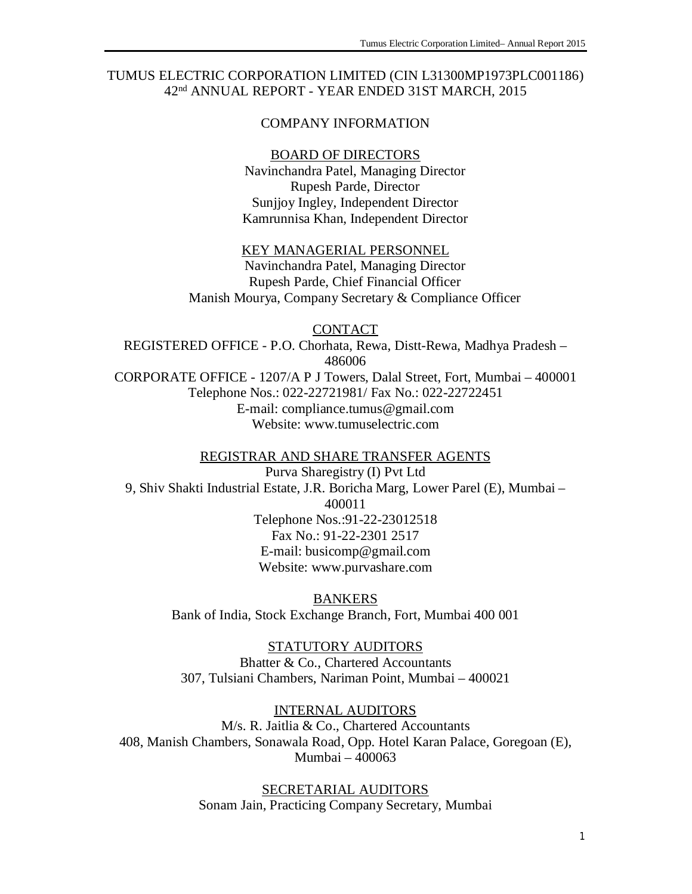# TUMUS ELECTRIC CORPORATION LIMITED (CIN L31300MP1973PLC001186)
## 42nd ANNUAL REPORT - YEAR ENDED 31ST MARCH, 2015

## COMPANY INFORMATION

### BOARD OF DIRECTORS

Navinchandra Patel, Managing Director
Rupesh Parde, Director
Sunjjoy Ingley, Independent Director
Kamrunnisa Khan, Independent Director

### KEY MANAGERIAL PERSONNEL

Navinchandra Patel, Managing Director
Rupesh Parde, Chief Financial Officer
Manish Mourya, Company Secretary & Compliance Officer

### CONTACT

REGISTERED OFFICE - P.O. Chorhata, Rewa, Distt-Rewa, Madhya Pradesh – 486006
CORPORATE OFFICE - 1207/A P J Towers, Dalal Street, Fort, Mumbai – 400001
Telephone Nos.: 022-22721981/ Fax No.: 022-22722451
E-mail: compliance.tumus@gmail.com
Website: www.tumuselectric.com

### REGISTRAR AND SHARE TRANSFER AGENTS

Purva Sharegistry (I) Pvt Ltd
9, Shiv Shakti Industrial Estate, J.R. Boricha Marg, Lower Parel (E), Mumbai – 400011
Telephone Nos.:91-22-23012518
Fax No.: 91-22-2301 2517
E-mail: busicomp@gmail.com
Website: www.purvashare.com

### BANKERS

Bank of India, Stock Exchange Branch, Fort, Mumbai 400 001

### STATUTORY AUDITORS

Bhatter & Co., Chartered Accountants
307, Tulsiani Chambers, Nariman Point, Mumbai – 400021

### INTERNAL AUDITORS

M/s. R. Jaitlia & Co., Chartered Accountants
408, Manish Chambers, Sonawala Road, Opp. Hotel Karan Palace, Goregoan (E), Mumbai – 400063

### SECRETARIAL AUDITORS

Sonam Jain, Practicing Company Secretary, Mumbai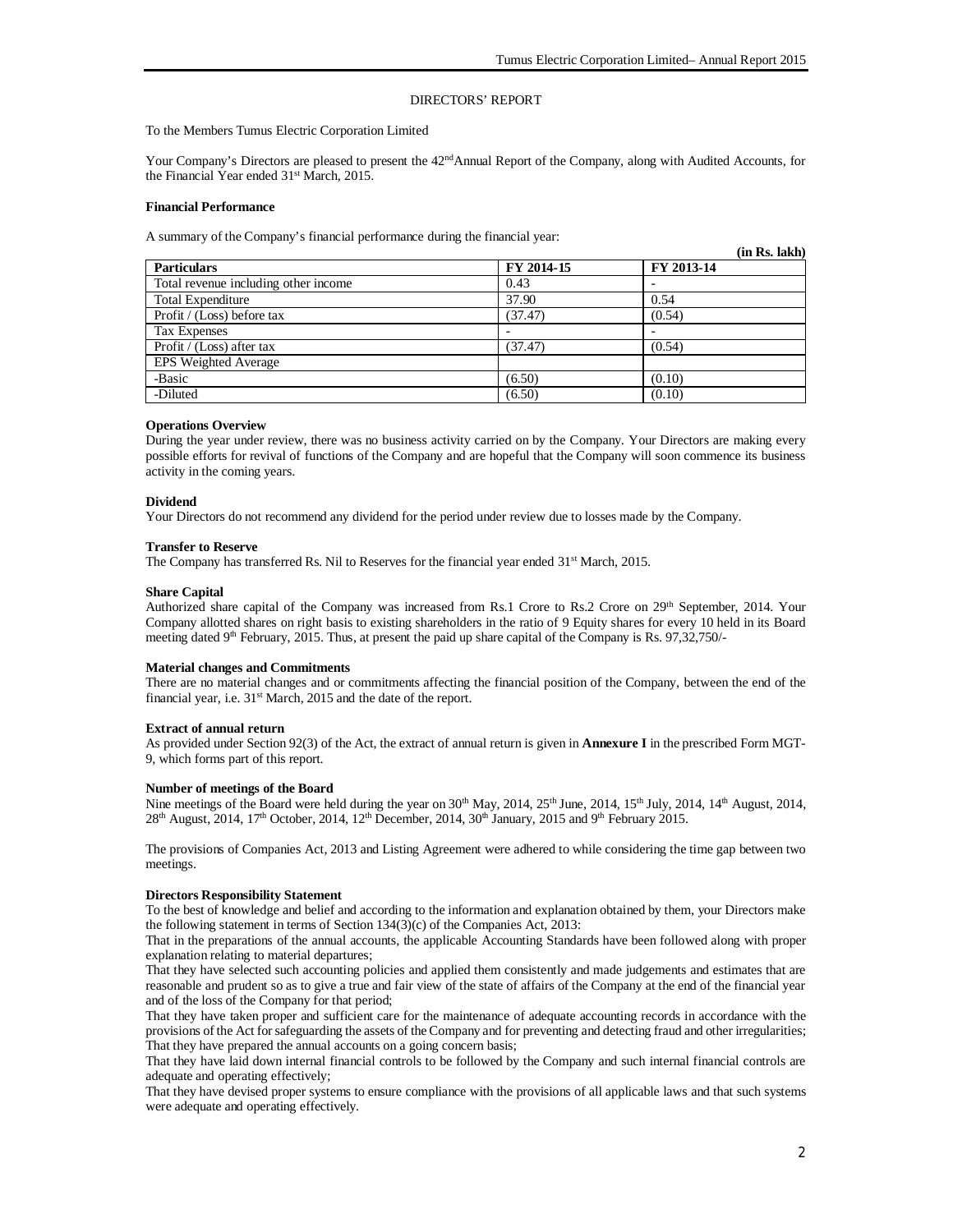## DIRECTORS' REPORT

To the Members Tumus Electric Corporation Limited

Your Company's Directors are pleased to present the 42nd Annual Report of the Company, along with Audited Accounts, for the Financial Year ended 31st March, 2015.

### Financial Performance

A summary of the Company's financial performance during the financial year:

**(in Rs. lakh)**

| Particulars | FY 2014-15 | FY 2013-14 |
|---|---|---|
| Total revenue including other income | 0.43 | - |
| Total Expenditure | 37.90 | 0.54 |
| Profit / (Loss) before tax | (37.47) | (0.54) |
| Tax Expenses | - | - |
| Profit / (Loss) after tax | (37.47) | (0.54) |
| EPS Weighted Average | | |
| -Basic | (6.50) | (0.10) |
| -Diluted | (6.50) | (0.10) |

### Operations Overview

During the year under review, there was no business activity carried on by the Company. Your Directors are making every possible efforts for revival of functions of the Company and are hopeful that the Company will soon commence its business activity in the coming years.

### Dividend

Your Directors do not recommend any dividend for the period under review due to losses made by the Company.

### Transfer to Reserve

The Company has transferred Rs. Nil to Reserves for the financial year ended 31st March, 2015.

### Share Capital

Authorized share capital of the Company was increased from Rs.1 Crore to Rs.2 Crore on 29th September, 2014. Your Company allotted shares on right basis to existing shareholders in the ratio of 9 Equity shares for every 10 held in its Board meeting dated 9th February, 2015. Thus, at present the paid up share capital of the Company is Rs. 97,32,750/-

### Material changes and Commitments

There are no material changes and or commitments affecting the financial position of the Company, between the end of the financial year, i.e. 31st March, 2015 and the date of the report.

### Extract of annual return

As provided under Section 92(3) of the Act, the extract of annual return is given in **Annexure I** in the prescribed Form MGT-9, which forms part of this report.

### Number of meetings of the Board

Nine meetings of the Board were held during the year on 30th May, 2014, 25th June, 2014, 15th July, 2014, 14th August, 2014, 28th August, 2014, 17th October, 2014, 12th December, 2014, 30th January, 2015 and 9th February 2015.

The provisions of Companies Act, 2013 and Listing Agreement were adhered to while considering the time gap between two meetings.

### Directors Responsibility Statement

To the best of knowledge and belief and according to the information and explanation obtained by them, your Directors make the following statement in terms of Section 134(3)(c) of the Companies Act, 2013:

That in the preparations of the annual accounts, the applicable Accounting Standards have been followed along with proper explanation relating to material departures;

That they have selected such accounting policies and applied them consistently and made judgements and estimates that are reasonable and prudent so as to give a true and fair view of the state of affairs of the Company at the end of the financial year and of the loss of the Company for that period;

That they have taken proper and sufficient care for the maintenance of adequate accounting records in accordance with the provisions of the Act for safeguarding the assets of the Company and for preventing and detecting fraud and other irregularities;

That they have prepared the annual accounts on a going concern basis;

That they have laid down internal financial controls to be followed by the Company and such internal financial controls are adequate and operating effectively;

That they have devised proper systems to ensure compliance with the provisions of all applicable laws and that such systems were adequate and operating effectively.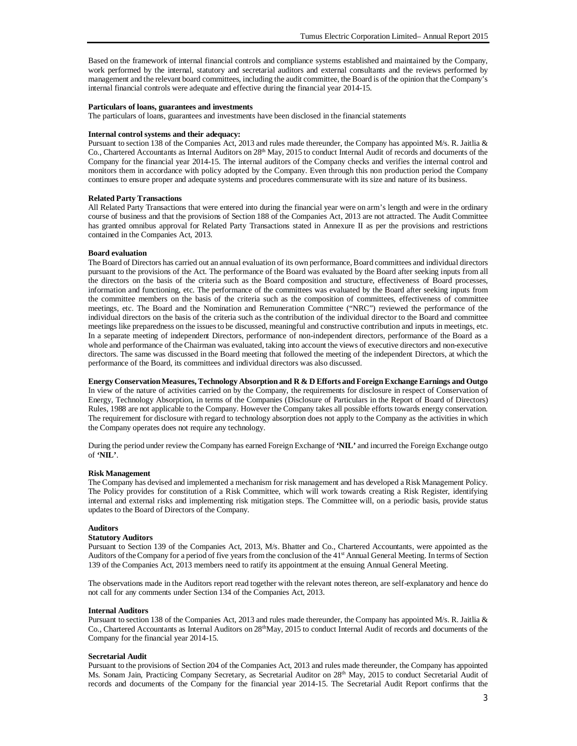Based on the framework of internal financial controls and compliance systems established and maintained by the Company, work performed by the internal, statutory and secretarial auditors and external consultants and the reviews performed by management and the relevant board committees, including the audit committee, the Board is of the opinion that the Company's internal financial controls were adequate and effective during the financial year 2014-15.

**Particulars of loans, guarantees and investments**

The particulars of loans, guarantees and investments have been disclosed in the financial statements

**Internal control systems and their adequacy:**

Pursuant to section 138 of the Companies Act, 2013 and rules made thereunder, the Company has appointed M/s. R. Jaitlia & Co., Chartered Accountants as Internal Auditors on 28th May, 2015 to conduct Internal Audit of records and documents of the Company for the financial year 2014-15. The internal auditors of the Company checks and verifies the internal control and monitors them in accordance with policy adopted by the Company. Even through this non production period the Company continues to ensure proper and adequate systems and procedures commensurate with its size and nature of its business.

**Related Party Transactions**

All Related Party Transactions that were entered into during the financial year were on arm's length and were in the ordinary course of business and that the provisions of Section 188 of the Companies Act, 2013 are not attracted. The Audit Committee has granted omnibus approval for Related Party Transactions stated in Annexure II as per the provisions and restrictions contained in the Companies Act, 2013.

**Board evaluation**

The Board of Directors has carried out an annual evaluation of its own performance, Board committees and individual directors pursuant to the provisions of the Act. The performance of the Board was evaluated by the Board after seeking inputs from all the directors on the basis of the criteria such as the Board composition and structure, effectiveness of Board processes, information and functioning, etc. The performance of the committees was evaluated by the Board after seeking inputs from the committee members on the basis of the criteria such as the composition of committees, effectiveness of committee meetings, etc. The Board and the Nomination and Remuneration Committee ("NRC") reviewed the performance of the individual directors on the basis of the criteria such as the contribution of the individual director to the Board and committee meetings like preparedness on the issues to be discussed, meaningful and constructive contribution and inputs in meetings, etc. In a separate meeting of independent Directors, performance of non-independent directors, performance of the Board as a whole and performance of the Chairman was evaluated, taking into account the views of executive directors and non-executive directors. The same was discussed in the Board meeting that followed the meeting of the independent Directors, at which the performance of the Board, its committees and individual directors was also discussed.

**Energy Conservation Measures, Technology Absorption and R & D Efforts and Foreign Exchange Earnings and Outgo**

In view of the nature of activities carried on by the Company, the requirements for disclosure in respect of Conservation of Energy, Technology Absorption, in terms of the Companies (Disclosure of Particulars in the Report of Board of Directors) Rules, 1988 are not applicable to the Company. However the Company takes all possible efforts towards energy conservation. The requirement for disclosure with regard to technology absorption does not apply to the Company as the activities in which the Company operates does not require any technology.

During the period under review the Company has earned Foreign Exchange of **'NIL'** and incurred the Foreign Exchange outgo of **'NIL'**.

**Risk Management**

The Company has devised and implemented a mechanism for risk management and has developed a Risk Management Policy. The Policy provides for constitution of a Risk Committee, which will work towards creating a Risk Register, identifying internal and external risks and implementing risk mitigation steps. The Committee will, on a periodic basis, provide status updates to the Board of Directors of the Company.

**Auditors**

**Statutory Auditors**

Pursuant to Section 139 of the Companies Act, 2013, M/s. Bhatter and Co., Chartered Accountants, were appointed as the Auditors of the Company for a period of five years from the conclusion of the 41st Annual General Meeting. In terms of Section 139 of the Companies Act, 2013 members need to ratify its appointment at the ensuing Annual General Meeting.

The observations made in the Auditors report read together with the relevant notes thereon, are self-explanatory and hence do not call for any comments under Section 134 of the Companies Act, 2013.

**Internal Auditors**

Pursuant to section 138 of the Companies Act, 2013 and rules made thereunder, the Company has appointed M/s. R. Jaitlia & Co., Chartered Accountants as Internal Auditors on 28thMay, 2015 to conduct Internal Audit of records and documents of the Company for the financial year 2014-15.

**Secretarial Audit**

Pursuant to the provisions of Section 204 of the Companies Act, 2013 and rules made thereunder, the Company has appointed Ms. Sonam Jain, Practicing Company Secretary, as Secretarial Auditor on 28th May, 2015 to conduct Secretarial Audit of records and documents of the Company for the financial year 2014-15. The Secretarial Audit Report confirms that the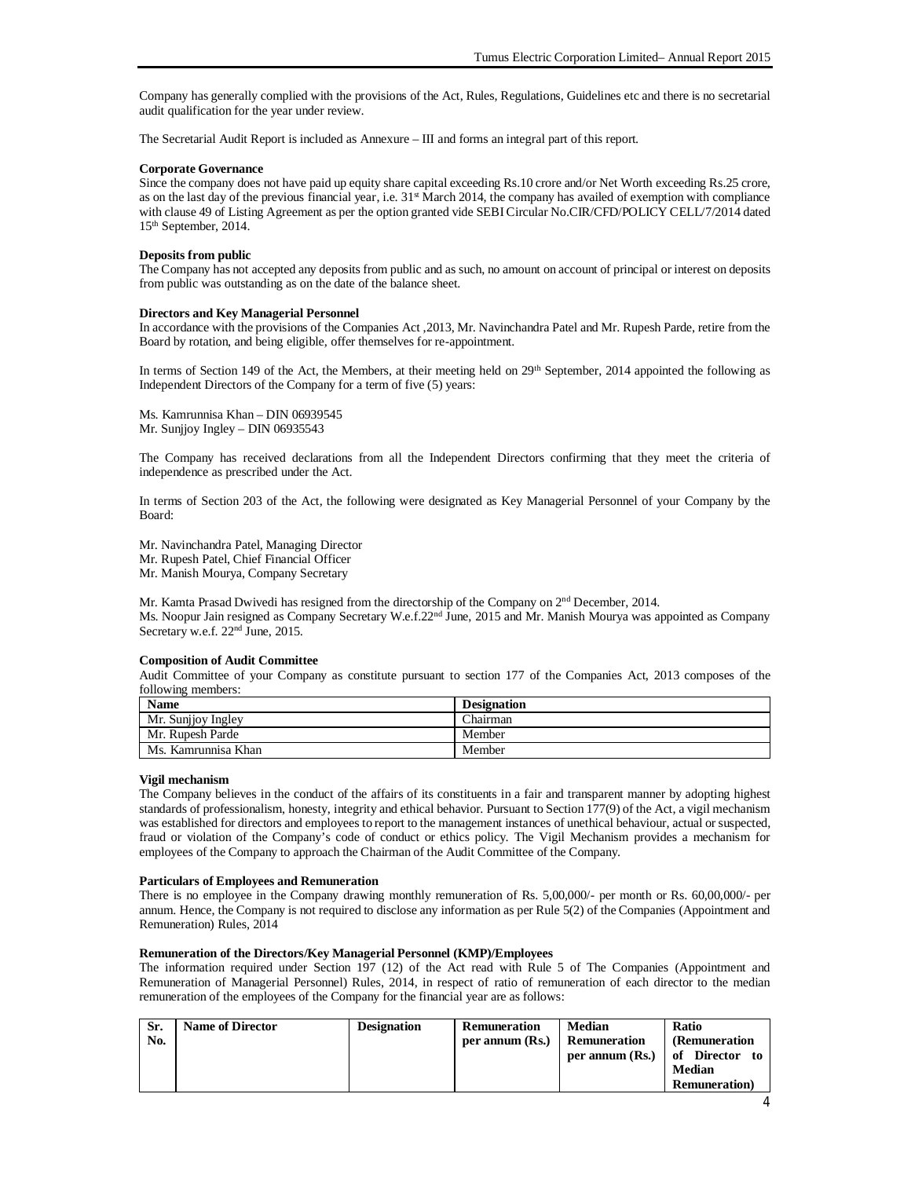Company has generally complied with the provisions of the Act, Rules, Regulations, Guidelines etc and there is no secretarial audit qualification for the year under review.

The Secretarial Audit Report is included as Annexure – III and forms an integral part of this report.

**Corporate Governance**

Since the company does not have paid up equity share capital exceeding Rs.10 crore and/or Net Worth exceeding Rs.25 crore, as on the last day of the previous financial year, i.e. 31st March 2014, the company has availed of exemption with compliance with clause 49 of Listing Agreement as per the option granted vide SEBI Circular No.CIR/CFD/POLICY CELL/7/2014 dated 15th September, 2014.

**Deposits from public**

The Company has not accepted any deposits from public and as such, no amount on account of principal or interest on deposits from public was outstanding as on the date of the balance sheet.

**Directors and Key Managerial Personnel**

In accordance with the provisions of the Companies Act ,2013, Mr. Navinchandra Patel and Mr. Rupesh Parde, retire from the Board by rotation, and being eligible, offer themselves for re-appointment.

In terms of Section 149 of the Act, the Members, at their meeting held on 29th September, 2014 appointed the following as Independent Directors of the Company for a term of five (5) years:

Ms. Kamrunnisa Khan – DIN 06939545
Mr. Sunjjoy Ingley – DIN 06935543

The Company has received declarations from all the Independent Directors confirming that they meet the criteria of independence as prescribed under the Act.

In terms of Section 203 of the Act, the following were designated as Key Managerial Personnel of your Company by the Board:

Mr. Navinchandra Patel, Managing Director
Mr. Rupesh Patel, Chief Financial Officer
Mr. Manish Mourya, Company Secretary

Mr. Kamta Prasad Dwivedi has resigned from the directorship of the Company on 2nd December, 2014.
Ms. Noopur Jain resigned as Company Secretary W.e.f.22nd June, 2015 and Mr. Manish Mourya was appointed as Company Secretary w.e.f. 22nd June, 2015.

**Composition of Audit Committee**

Audit Committee of your Company as constitute pursuant to section 177 of the Companies Act, 2013 composes of the following members:

| Name | Designation |
|---|---|
| Mr. Sunjjoy Ingley | Chairman |
| Mr. Rupesh Parde | Member |
| Ms. Kamrunnisa Khan | Member |

**Vigil mechanism**

The Company believes in the conduct of the affairs of its constituents in a fair and transparent manner by adopting highest standards of professionalism, honesty, integrity and ethical behavior. Pursuant to Section 177(9) of the Act, a vigil mechanism was established for directors and employees to report to the management instances of unethical behaviour, actual or suspected, fraud or violation of the Company's code of conduct or ethics policy. The Vigil Mechanism provides a mechanism for employees of the Company to approach the Chairman of the Audit Committee of the Company.

**Particulars of Employees and Remuneration**

There is no employee in the Company drawing monthly remuneration of Rs. 5,00,000/- per month or Rs. 60,00,000/- per annum. Hence, the Company is not required to disclose any information as per Rule 5(2) of the Companies (Appointment and Remuneration) Rules, 2014

**Remuneration of the Directors/Key Managerial Personnel (KMP)/Employees**

The information required under Section 197 (12) of the Act read with Rule 5 of The Companies (Appointment and Remuneration of Managerial Personnel) Rules, 2014, in respect of ratio of remuneration of each director to the median remuneration of the employees of the Company for the financial year are as follows:

| Sr. No. | Name of Director | Designation | Remuneration per annum (Rs.) | Median Remuneration per annum (Rs.) | Ratio (Remuneration of Director to Median Remuneration) |
|---|---|---|---|---|---|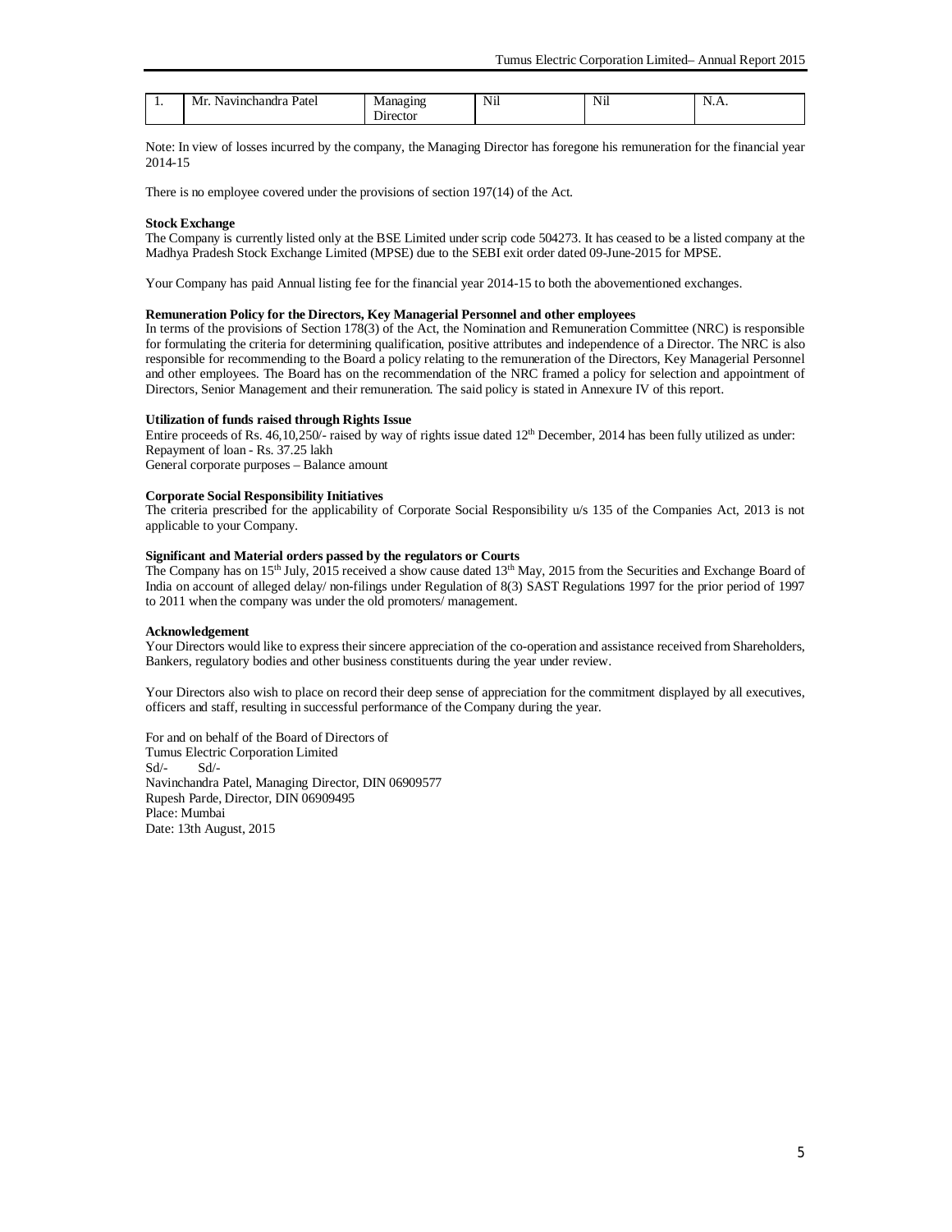| 1. | Mr. Navinchandra Patel | Managing Director | Nil | Nil | N.A. |
|---|---|---|---|---|---|

Note: In view of losses incurred by the company, the Managing Director has foregone his remuneration for the financial year 2014-15

There is no employee covered under the provisions of section 197(14) of the Act.

**Stock Exchange**

The Company is currently listed only at the BSE Limited under scrip code 504273. It has ceased to be a listed company at the Madhya Pradesh Stock Exchange Limited (MPSE) due to the SEBI exit order dated 09-June-2015 for MPSE.

Your Company has paid Annual listing fee for the financial year 2014-15 to both the abovementioned exchanges.

**Remuneration Policy for the Directors, Key Managerial Personnel and other employees**

In terms of the provisions of Section 178(3) of the Act, the Nomination and Remuneration Committee (NRC) is responsible for formulating the criteria for determining qualification, positive attributes and independence of a Director. The NRC is also responsible for recommending to the Board a policy relating to the remuneration of the Directors, Key Managerial Personnel and other employees. The Board has on the recommendation of the NRC framed a policy for selection and appointment of Directors, Senior Management and their remuneration. The said policy is stated in Annexure IV of this report.

**Utilization of funds raised through Rights Issue**

Entire proceeds of Rs. 46,10,250/- raised by way of rights issue dated 12th December, 2014 has been fully utilized as under:
Repayment of loan - Rs. 37.25 lakh
General corporate purposes – Balance amount

**Corporate Social Responsibility Initiatives**

The criteria prescribed for the applicability of Corporate Social Responsibility u/s 135 of the Companies Act, 2013 is not applicable to your Company.

**Significant and Material orders passed by the regulators or Courts**

The Company has on 15th July, 2015 received a show cause dated 13th May, 2015 from the Securities and Exchange Board of India on account of alleged delay/ non-filings under Regulation of 8(3) SAST Regulations 1997 for the prior period of 1997 to 2011 when the company was under the old promoters/ management.

**Acknowledgement**

Your Directors would like to express their sincere appreciation of the co-operation and assistance received from Shareholders, Bankers, regulatory bodies and other business constituents during the year under review.

Your Directors also wish to place on record their deep sense of appreciation for the commitment displayed by all executives, officers and staff, resulting in successful performance of the Company during the year.

For and on behalf of the Board of Directors of
Tumus Electric Corporation Limited
Sd/- Sd/-
Navinchandra Patel, Managing Director, DIN 06909577
Rupesh Parde, Director, DIN 06909495
Place: Mumbai
Date: 13th August, 2015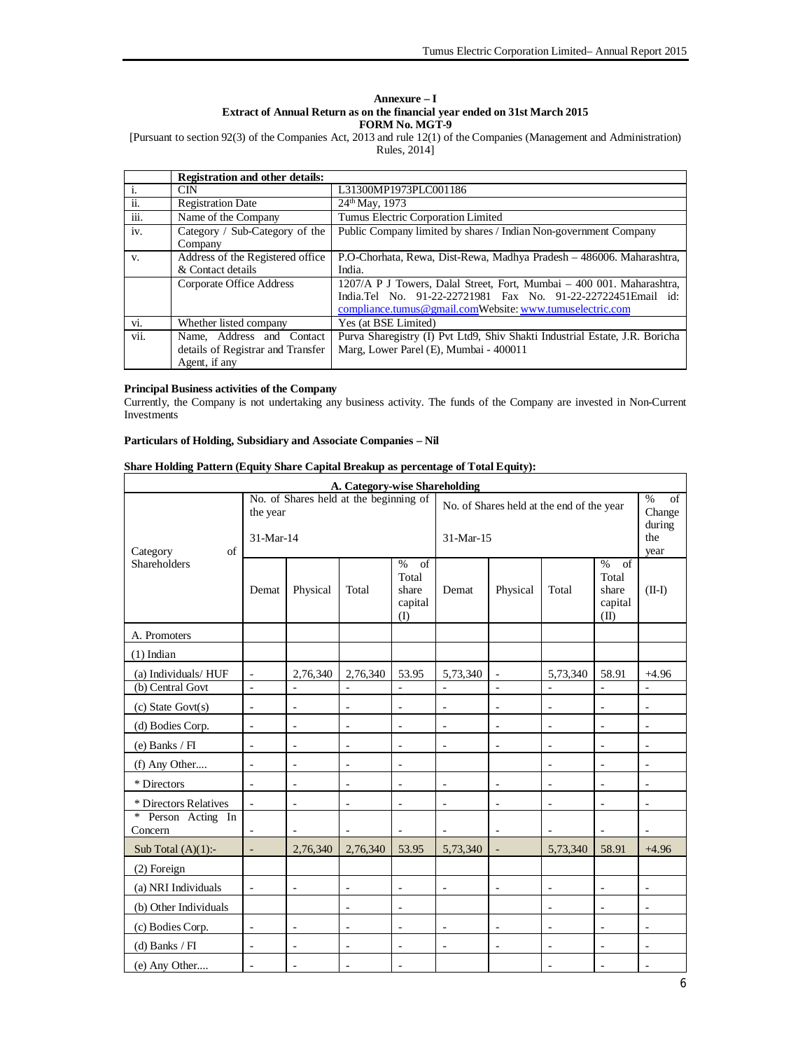**Annexure – I**
**Extract of Annual Return as on the financial year ended on 31st March 2015**
**FORM No. MGT-9**

[Pursuant to section 92(3) of the Companies Act, 2013 and rule 12(1) of the Companies (Management and Administration) Rules, 2014]

| | **Registration and other details:** | |
|---|---|---|
| i. | CIN | L31300MP1973PLC001186 |
| ii. | Registration Date | 24th May, 1973 |
| iii. | Name of the Company | Tumus Electric Corporation Limited |
| iv. | Category / Sub-Category of the Company | Public Company limited by shares / Indian Non-government Company |
| v. | Address of the Registered office & Contact details | P.O-Chorhata, Rewa, Dist-Rewa, Madhya Pradesh – 486006. Maharashtra, India. |
| | Corporate Office Address | 1207/A P J Towers, Dalal Street, Fort, Mumbai – 400 001. Maharashtra, India.Tel No. 91-22-22721981 Fax No. 91-22-22722451Email id: compliance.tumus@gmail.comWebsite: www.tumuselectric.com |
| vi. | Whether listed company | Yes (at BSE Limited) |
| vii. | Name, Address and Contact details of Registrar and Transfer Agent, if any | Purva Sharegistry (I) Pvt Ltd9, Shiv Shakti Industrial Estate, J.R. Boricha Marg, Lower Parel (E), Mumbai - 400011 |

**Principal Business activities of the Company**

Currently, the Company is not undertaking any business activity. The funds of the Company are invested in Non-Current Investments

**Particulars of Holding, Subsidiary and Associate Companies – Nil**

**Share Holding Pattern (Equity Share Capital Breakup as percentage of Total Equity):**

| A. Category-wise Shareholding | | | | | | | | | |
|---|---|---|---|---|---|---|---|---|---|
| Category of Shareholders | No. of Shares held at the beginning of the year 31-Mar-14 | | | | No. of Shares held at the end of the year 31-Mar-15 | | | | % of Change during the year |
| | Demat | Physical | Total | % of Total share capital (I) | Demat | Physical | Total | % of Total share capital (II) | (II-I) |
| A. Promoters | | | | | | | | | |
| (1) Indian | | | | | | | | | |
| (a) Individuals/ HUF | - | 2,76,340 | 2,76,340 | 53.95 | 5,73,340 | - | 5,73,340 | 58.91 | +4.96 |
| (b) Central Govt | - | - | - | - | - | - | - | - | - |
| (c) State Govt(s) | - | - | - | - | - | - | - | - | - |
| (d) Bodies Corp. | - | - | - | - | - | - | - | - | - |
| (e) Banks / FI | - | - | - | - | - | - | - | - | - |
| (f) Any Other.... | - | - | - | - | | | - | - | - |
| * Directors | - | - | - | - | - | - | - | - | - |
| * Directors Relatives | - | - | - | - | - | - | - | - | - |
| * Person Acting In Concern | - | - | - | - | - | - | - | - | - |
| Sub Total (A)(1):- | - | 2,76,340 | 2,76,340 | 53.95 | 5,73,340 | - | 5,73,340 | 58.91 | +4.96 |
| (2) Foreign | | | | | | | | | |
| (a) NRI Individuals | - | - | - | - | - | - | - | - | - |
| (b) Other Individuals | | | - | - | | | - | - | - |
| (c) Bodies Corp. | - | - | - | - | - | - | - | - | - |
| (d) Banks / FI | - | - | - | - | - | - | - | - | - |
| (e) Any Other.... | - | - | - | - | | | - | - | - |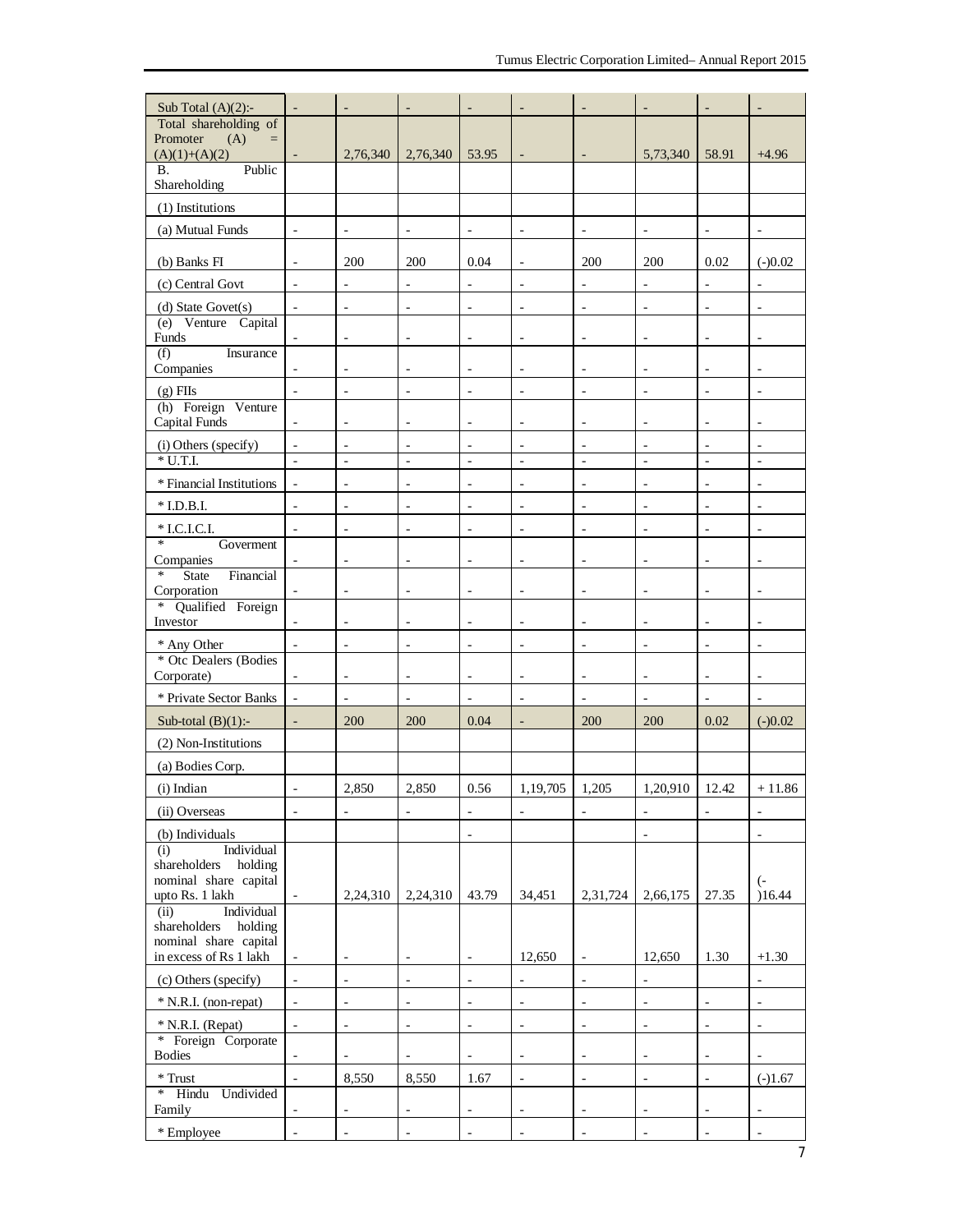| Sub Total (A)(2):- | - | - | - | - | - | - | - | - | - |
|---|---|---|---|---|---|---|---|---|---|
| Total shareholding of Promoter (A) = (A)(1)+(A)(2) | - | 2,76,340 | 2,76,340 | 53.95 | - | - | 5,73,340 | 58.91 | +4.96 |
| B. Public Shareholding | | | | | | | | | |
| (1) Institutions | | | | | | | | | |
| (a) Mutual Funds | - | - | - | - | - | - | - | - | - |
| (b) Banks FI | - | 200 | 200 | 0.04 | - | 200 | 200 | 0.02 | (-)0.02 |
| (c) Central Govt | - | - | - | - | - | - | - | - | - |
| (d) State Govet(s) | - | - | - | - | - | - | - | - | - |
| (e) Venture Capital Funds | - | - | - | - | - | - | - | - | - |
| (f) Insurance Companies | - | - | - | - | - | - | - | - | - |
| (g) FIIs | - | - | - | - | - | - | - | - | - |
| (h) Foreign Venture Capital Funds | - | - | - | - | - | - | - | - | - |
| (i) Others (specify) | - | - | - | - | - | - | - | - | - |
| * U.T.I. | - | - | - | - | - | - | - | - | - |
| * Financial Institutions | - | - | - | - | - | - | - | - | - |
| * I.D.B.I. | - | - | - | - | - | - | - | - | - |
| * I.C.I.C.I. | - | - | - | - | - | - | - | - | - |
| * Goverment Companies | - | - | - | - | - | - | - | - | - |
| * State Financial Corporation | - | - | - | - | - | - | - | - | - |
| * Qualified Foreign Investor | - | - | - | - | - | - | - | - | - |
| * Any Other | - | - | - | - | - | - | - | - | - |
| * Otc Dealers (Bodies Corporate) | - | - | - | - | - | - | - | - | - |
| * Private Sector Banks | - | - | - | - | - | - | - | - | - |
| Sub-total (B)(1):- | - | 200 | 200 | 0.04 | - | 200 | 200 | 0.02 | (-)0.02 |
| (2) Non-Institutions | | | | | | | | | |
| (a) Bodies Corp. | | | | | | | | | |
| (i) Indian | - | 2,850 | 2,850 | 0.56 | 1,19,705 | 1,205 | 1,20,910 | 12.42 | + 11.86 |
| (ii) Overseas | - | - | - | - | - | - | - | - | - |
| (b) Individuals | | | | - | | | - | | - |
| (i) Individual shareholders holding nominal share capital upto Rs. 1 lakh | - | 2,24,310 | 2,24,310 | 43.79 | 34,451 | 2,31,724 | 2,66,175 | 27.35 | (-)16.44 |
| (ii) Individual shareholders holding nominal share capital in excess of Rs 1 lakh | - | - | - | - | 12,650 | - | 12,650 | 1.30 | +1.30 |
| (c) Others (specify) | - | - | - | - | - | - | - | | - |
| * N.R.I. (non-repat) | - | - | - | - | - | - | - | - | - |
| * N.R.I. (Repat) | - | - | - | - | - | - | - | - | - |
| * Foreign Corporate Bodies | - | - | - | - | - | - | - | - | - |
| * Trust | - | 8,550 | 8,550 | 1.67 | - | - | - | - | (-)1.67 |
| * Hindu Undivided Family | - | - | - | - | - | - | - | - | - |
| * Employee | - | - | - | - | - | - | - | - | - |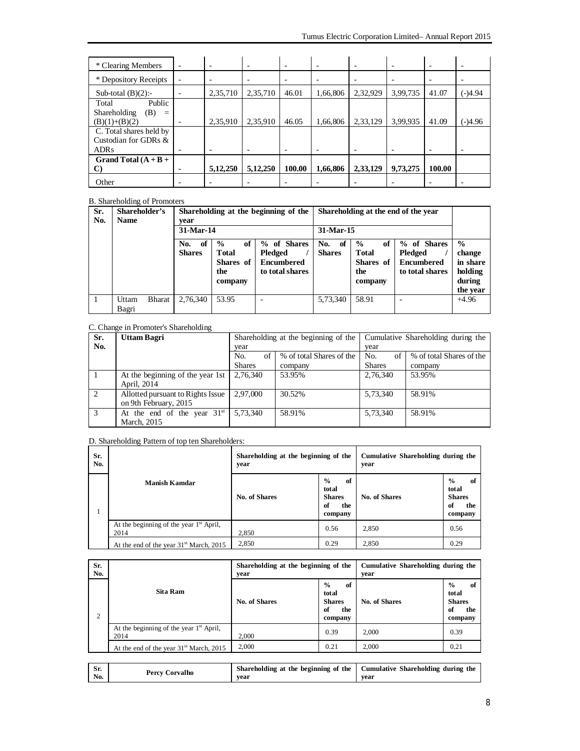| * Clearing Members | - | - | - | - | - | - | - | - | - |
|---|---|---|---|---|---|---|---|---|---|
| * Depository Receipts | - | - | - | - | - | - | - | - | - |
| Sub-total (B)(2):- | - | 2,35,710 | 2,35,710 | 46.01 | 1,66,806 | 2,32,929 | 3,99,735 | 41.07 | (-)4.94 |
| Total Public Shareholding (B) = (B)(1)+(B)(2) | - | 2,35,910 | 2,35,910 | 46.05 | 1,66,806 | 2,33,129 | 3,99,935 | 41.09 | (-)4.96 |
| C. Total shares held by Custodian for GDRs & ADRs | - | - | - | - | - | - | - | - | - |
| **Grand Total (A + B + C)** | **-** | **5,12,250** | **5,12,250** | **100.00** | **1,66,806** | **2,33,129** | **9,73,275** | **100.00** | |
| Other | - | - | - | - | - | - | - | - | - |

B. Shareholding of Promoters

| Sr. No. | Shareholder's Name | Shareholding at the beginning of the year | | | Shareholding at the end of the year | | | |
|---|---|---|---|---|---|---|---|---|
| | | 31-Mar-14 | | | 31-Mar-15 | | | |
| | | No. of Shares | % of Total Shares of the company | % of Shares Pledged / Encumbered to total shares | No. of Shares | % of Total Shares of the company | % of Shares Pledged / Encumbered to total shares | % change in share holding during the year |
| 1 | Uttam Bharat Bagri | 2,76,340 | 53.95 | - | 5,73,340 | 58.91 | - | +4.96 |

C. Change in Promoter's Shareholding

| Sr. No. | Uttam Bagri | Shareholding at the beginning of the year | | Cumulative Shareholding during the year | |
|---|---|---|---|---|---|
| | | No. of Shares | % of total Shares of the company | No. of Shares | % of total Shares of the company |
| 1 | At the beginning of the year 1st April, 2014 | 2,76,340 | 53.95% | 2,76,340 | 53.95% |
| 2 | Allotted pursuant to Rights Issue on 9th February, 2015 | 2,97,000 | 30.52% | 5,73,340 | 58.91% |
| 3 | At the end of the year 31st March, 2015 | 5,73,340 | 58.91% | 5,73,340 | 58.91% |

D. Shareholding Pattern of top ten Shareholders:

| Sr. No. | | Shareholding at the beginning of the year | | Cumulative Shareholding during the year | |
|---|---|---|---|---|---|
| 1 | **Manish Kamdar** | **No. of Shares** | **% of total Shares of the company** | **No. of Shares** | **% of total Shares of the company** |
| | At the beginning of the year 1st April, 2014 | 2,850 | 0.56 | 2,850 | 0.56 |
| | At the end of the year 31st March, 2015 | 2,850 | 0.29 | 2,850 | 0.29 |

| Sr. No. | | Shareholding at the beginning of the year | | Cumulative Shareholding during the year | |
|---|---|---|---|---|---|
| 2 | **Sita Ram** | **No. of Shares** | **% of total Shares of the company** | **No. of Shares** | **% of total Shares of the company** |
| | At the beginning of the year 1st April, 2014 | 2,000 | 0.39 | 2,000 | 0.39 |
| | At the end of the year 31st March, 2015 | 2,000 | 0.21 | 2,000 | 0.21 |

| Sr. No. | Percy Corvalho | Shareholding at the beginning of the year | Cumulative Shareholding during the year |
|---|---|---|---|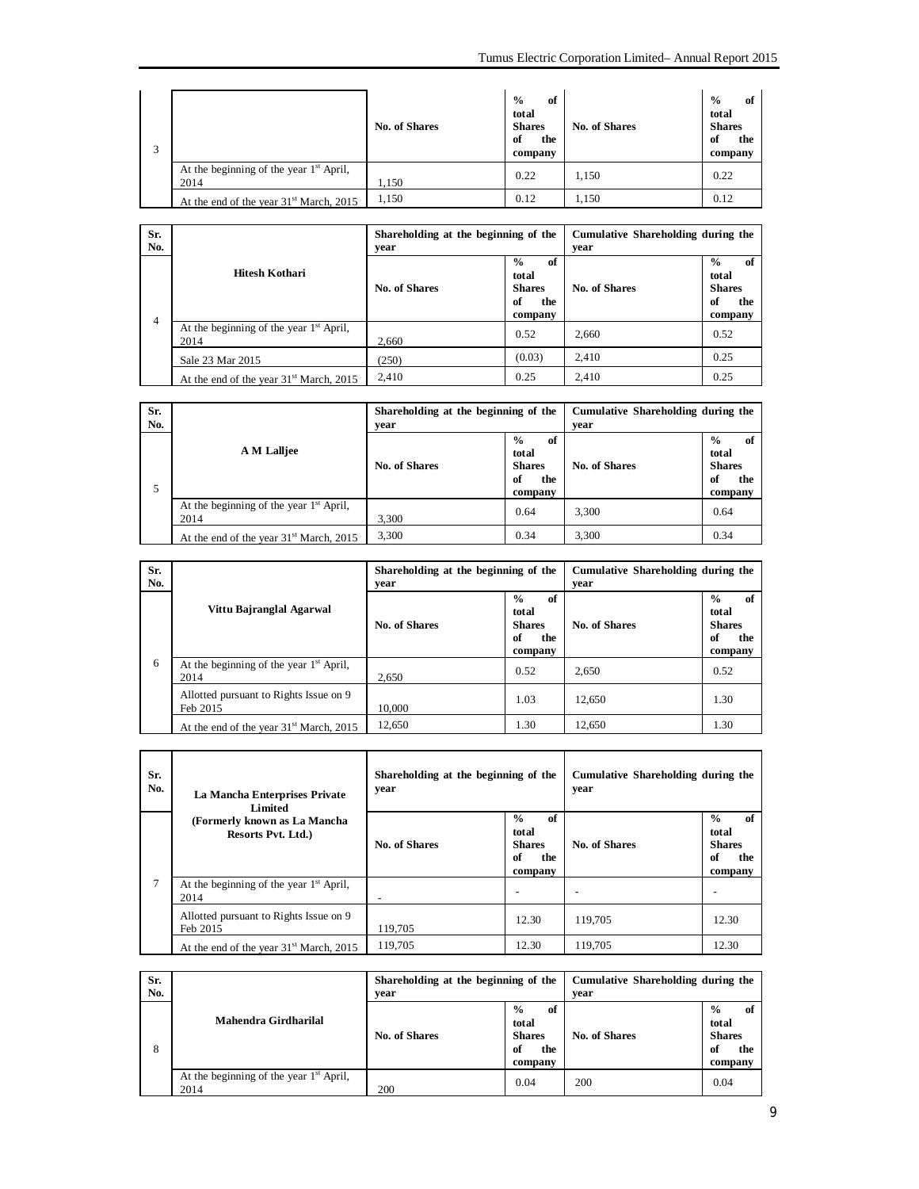| 3 | | No. of Shares | % of total Shares of the company | No. of Shares | % of total Shares of the company |
|---|---|---|---|---|---|
| | At the beginning of the year 1st April, 2014 | 1,150 | 0.22 | 1,150 | 0.22 |
| | At the end of the year 31st March, 2015 | 1,150 | 0.12 | 1,150 | 0.12 |

| Sr. No. | | Shareholding at the beginning of the year | | Cumulative Shareholding during the year | |
|---|---|---|---|---|---|
| 4 | **Hitesh Kothari** | No. of Shares | % of total Shares of the company | No. of Shares | % of total Shares of the company |
| | At the beginning of the year 1st April, 2014 | 2,660 | 0.52 | 2,660 | 0.52 |
| | Sale 23 Mar 2015 | (250) | (0.03) | 2,410 | 0.25 |
| | At the end of the year 31st March, 2015 | 2,410 | 0.25 | 2,410 | 0.25 |

| Sr. No. | | Shareholding at the beginning of the year | | Cumulative Shareholding during the year | |
|---|---|---|---|---|---|
| 5 | **A M Lalljee** | No. of Shares | % of total Shares of the company | No. of Shares | % of total Shares of the company |
| | At the beginning of the year 1st April, 2014 | 3,300 | 0.64 | 3,300 | 0.64 |
| | At the end of the year 31st March, 2015 | 3,300 | 0.34 | 3,300 | 0.34 |

| Sr. No. | | Shareholding at the beginning of the year | | Cumulative Shareholding during the year | |
|---|---|---|---|---|---|
| 6 | **Vittu Bajranglal Agarwal** | No. of Shares | % of total Shares of the company | No. of Shares | % of total Shares of the company |
| | At the beginning of the year 1st April, 2014 | 2,650 | 0.52 | 2,650 | 0.52 |
| | Allotted pursuant to Rights Issue on 9 Feb 2015 | 10,000 | 1.03 | 12,650 | 1.30 |
| | At the end of the year 31st March, 2015 | 12,650 | 1.30 | 12,650 | 1.30 |

| Sr. No. | **La Mancha Enterprises Private Limited** | Shareholding at the beginning of the year | | Cumulative Shareholding during the year | |
|---|---|---|---|---|---|
| 7 | **(Formerly known as La Mancha Resorts Pvt. Ltd.)** | No. of Shares | % of total Shares of the company | No. of Shares | % of total Shares of the company |
| | At the beginning of the year 1st April, 2014 | - | - | - | - |
| | Allotted pursuant to Rights Issue on 9 Feb 2015 | 119,705 | 12.30 | 119,705 | 12.30 |
| | At the end of the year 31st March, 2015 | 119,705 | 12.30 | 119,705 | 12.30 |

| Sr. No. | | Shareholding at the beginning of the year | | Cumulative Shareholding during the year | |
|---|---|---|---|---|---|
| 8 | **Mahendra Girdharilal** | No. of Shares | % of total Shares of the company | No. of Shares | % of total Shares of the company |
| | At the beginning of the year 1st April, 2014 | 200 | 0.04 | 200 | 0.04 |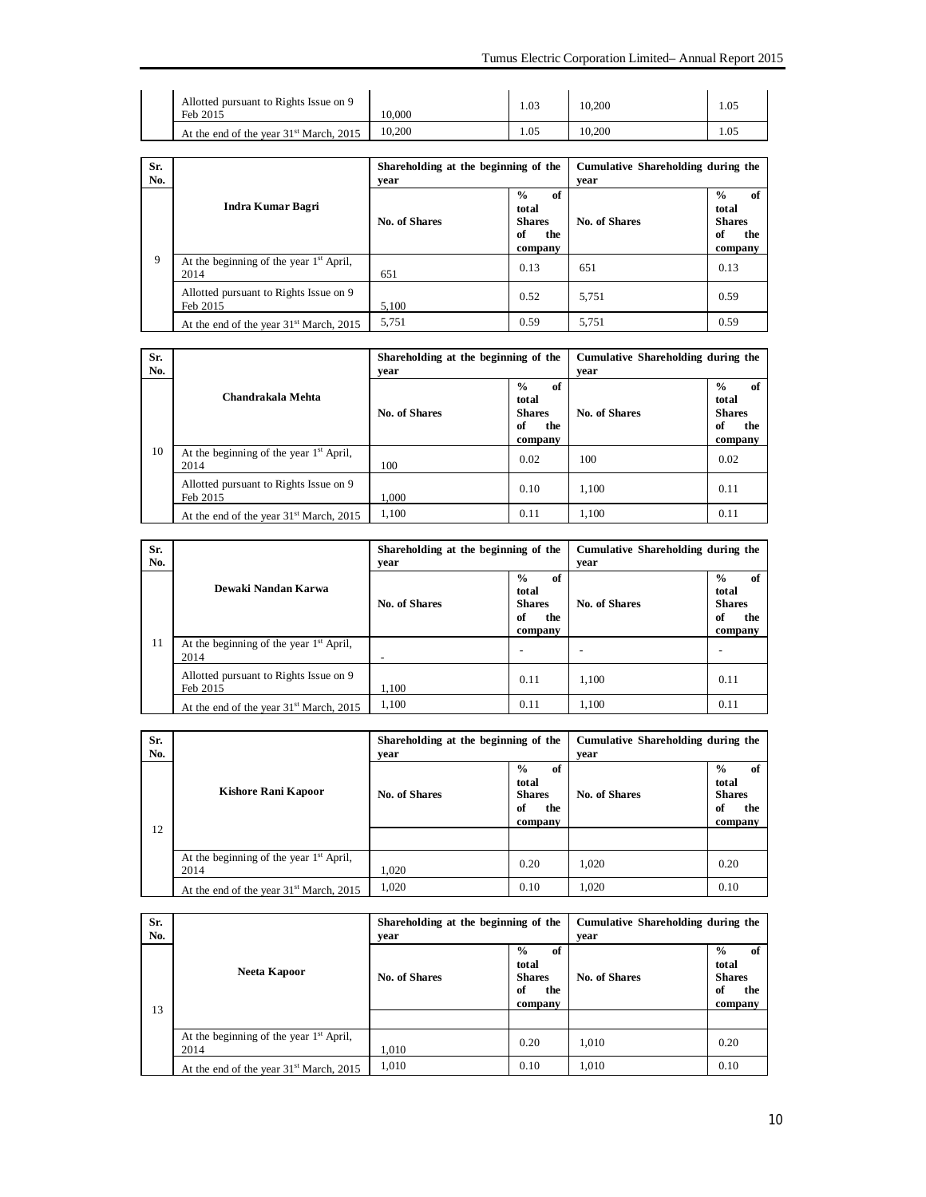| | | | | | |
|---|---|---|---|---|---|
| | Allotted pursuant to Rights Issue on 9 Feb 2015 | 10,000 | 1.03 | 10,200 | 1.05 |
| | At the end of the year 31st March, 2015 | 10,200 | 1.05 | 10,200 | 1.05 |

| Sr. No. | | Shareholding at the beginning of the year | | Cumulative Shareholding during the year | |
|---|---|---|---|---|---|
| | **Indra Kumar Bagri** | **No. of Shares** | **% of total Shares of the company** | **No. of Shares** | **% of total Shares of the company** |
| 9 | At the beginning of the year 1st April, 2014 | 651 | 0.13 | 651 | 0.13 |
| | Allotted pursuant to Rights Issue on 9 Feb 2015 | 5,100 | 0.52 | 5,751 | 0.59 |
| | At the end of the year 31st March, 2015 | 5,751 | 0.59 | 5,751 | 0.59 |

| Sr. No. | | Shareholding at the beginning of the year | | Cumulative Shareholding during the year | |
|---|---|---|---|---|---|
| | **Chandrakala Mehta** | **No. of Shares** | **% of total Shares of the company** | **No. of Shares** | **% of total Shares of the company** |
| 10 | At the beginning of the year 1st April, 2014 | 100 | 0.02 | 100 | 0.02 |
| | Allotted pursuant to Rights Issue on 9 Feb 2015 | 1,000 | 0.10 | 1,100 | 0.11 |
| | At the end of the year 31st March, 2015 | 1,100 | 0.11 | 1,100 | 0.11 |

| Sr. No. | | Shareholding at the beginning of the year | | Cumulative Shareholding during the year | |
|---|---|---|---|---|---|
| | **Dewaki Nandan Karwa** | **No. of Shares** | **% of total Shares of the company** | **No. of Shares** | **% of total Shares of the company** |
| 11 | At the beginning of the year 1st April, 2014 | - | - | - | - |
| | Allotted pursuant to Rights Issue on 9 Feb 2015 | 1,100 | 0.11 | 1,100 | 0.11 |
| | At the end of the year 31st March, 2015 | 1,100 | 0.11 | 1,100 | 0.11 |

| Sr. No. | | Shareholding at the beginning of the year | | Cumulative Shareholding during the year | |
|---|---|---|---|---|---|
| | **Kishore Rani Kapoor** | **No. of Shares** | **% of total Shares of the company** | **No. of Shares** | **% of total Shares of the company** |
| 12 | | | | | |
| | At the beginning of the year 1st April, 2014 | 1,020 | 0.20 | 1,020 | 0.20 |
| | At the end of the year 31st March, 2015 | 1,020 | 0.10 | 1,020 | 0.10 |

| Sr. No. | | Shareholding at the beginning of the year | | Cumulative Shareholding during the year | |
|---|---|---|---|---|---|
| | **Neeta Kapoor** | **No. of Shares** | **% of total Shares of the company** | **No. of Shares** | **% of total Shares of the company** |
| 13 | | | | | |
| | At the beginning of the year 1st April, 2014 | 1,010 | 0.20 | 1,010 | 0.20 |
| | At the end of the year 31st March, 2015 | 1,010 | 0.10 | 1,010 | 0.10 |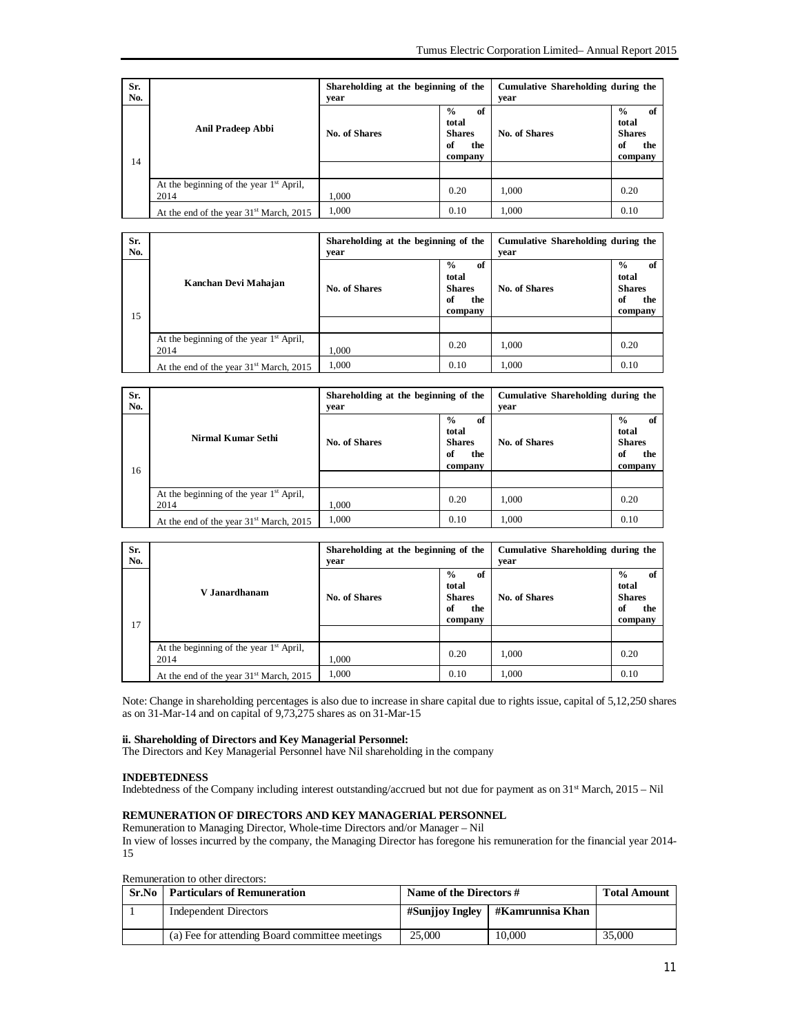| Sr. No. | Anil Pradeep Abbi | Shareholding at the beginning of the year | | Cumulative Shareholding during the year | |
|---|---|---|---|---|---|
| 14 | | No. of Shares | % of total Shares of the company | No. of Shares | % of total Shares of the company |
| | | | | | |
| | At the beginning of the year 1st April, 2014 | 1,000 | 0.20 | 1,000 | 0.20 |
| | At the end of the year 31st March, 2015 | 1,000 | 0.10 | 1,000 | 0.10 |

| Sr. No. | Kanchan Devi Mahajan | Shareholding at the beginning of the year | | Cumulative Shareholding during the year | |
|---|---|---|---|---|---|
| 15 | | No. of Shares | % of total Shares of the company | No. of Shares | % of total Shares of the company |
| | | | | | |
| | At the beginning of the year 1st April, 2014 | 1,000 | 0.20 | 1,000 | 0.20 |
| | At the end of the year 31st March, 2015 | 1,000 | 0.10 | 1,000 | 0.10 |

| Sr. No. | Nirmal Kumar Sethi | Shareholding at the beginning of the year | | Cumulative Shareholding during the year | |
|---|---|---|---|---|---|
| 16 | | No. of Shares | % of total Shares of the company | No. of Shares | % of total Shares of the company |
| | | | | | |
| | At the beginning of the year 1st April, 2014 | 1,000 | 0.20 | 1,000 | 0.20 |
| | At the end of the year 31st March, 2015 | 1,000 | 0.10 | 1,000 | 0.10 |

| Sr. No. | V Janardhanam | Shareholding at the beginning of the year | | Cumulative Shareholding during the year | |
|---|---|---|---|---|---|
| 17 | | No. of Shares | % of total Shares of the company | No. of Shares | % of total Shares of the company |
| | | | | | |
| | At the beginning of the year 1st April, 2014 | 1,000 | 0.20 | 1,000 | 0.20 |
| | At the end of the year 31st March, 2015 | 1,000 | 0.10 | 1,000 | 0.10 |

Note: Change in shareholding percentages is also due to increase in share capital due to rights issue, capital of 5,12,250 shares as on 31-Mar-14 and on capital of 9,73,275 shares as on 31-Mar-15

**ii. Shareholding of Directors and Key Managerial Personnel:**

The Directors and Key Managerial Personnel have Nil shareholding in the company

**INDEBTEDNESS**

Indebtedness of the Company including interest outstanding/accrued but not due for payment as on 31st March, 2015 – Nil

**REMUNERATION OF DIRECTORS AND KEY MANAGERIAL PERSONNEL**

Remuneration to Managing Director, Whole-time Directors and/or Manager – Nil

In view of losses incurred by the company, the Managing Director has foregone his remuneration for the financial year 2014-15

Remuneration to other directors:

| Sr.No | Particulars of Remuneration | Name of the Directors # | | Total Amount |
|---|---|---|---|---|
| | | #Sunjjoy Ingley | #Kamrunnisa Khan | |
| 1 | Independent Directors | | | |
| | (a) Fee for attending Board committee meetings | 25,000 | 10,000 | 35,000 |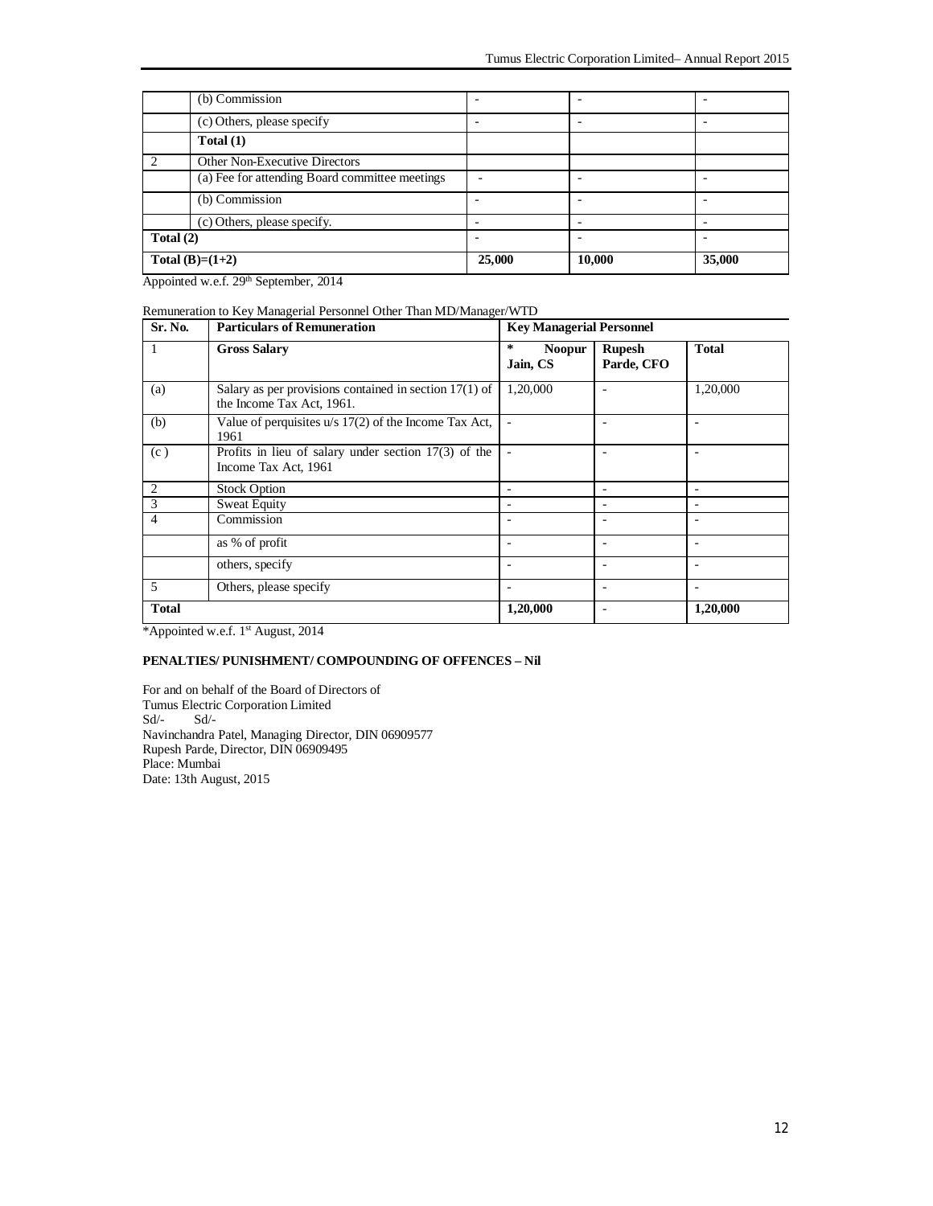| | | | | |
|---|---|---|---|---|
| | (b) Commission | - | - | - |
| | (c) Others, please specify | - | - | - |
| | **Total (1)** | | | |
| 2 | Other Non-Executive Directors | | | |
| | (a) Fee for attending Board committee meetings | - | - | - |
| | (b) Commission | - | - | - |
| | (c) Others, please specify. | - | - | - |
| **Total (2)** | | - | - | - |
| **Total (B)=(1+2)** | | **25,000** | **10,000** | **35,000** |

Appointed w.e.f. 29th September, 2014

Remuneration to Key Managerial Personnel Other Than MD/Manager/WTD

| Sr. No. | Particulars of Remuneration | Key Managerial Personnel | | |
|---|---|---|---|---|
| 1 | **Gross Salary** | **\* Noopur Jain, CS** | **Rupesh Parde, CFO** | **Total** |
| (a) | Salary as per provisions contained in section 17(1) of the Income Tax Act, 1961. | 1,20,000 | - | 1,20,000 |
| (b) | Value of perquisites u/s 17(2) of the Income Tax Act, 1961 | - | - | - |
| (c ) | Profits in lieu of salary under section 17(3) of the Income Tax Act, 1961 | - | - | - |
| 2 | Stock Option | - | - | - |
| 3 | Sweat Equity | - | - | - |
| 4 | Commission | - | - | - |
| | as % of profit | - | - | - |
| | others, specify | - | - | - |
| 5 | Others, please specify | - | - | - |
| **Total** | | **1,20,000** | **-** | **1,20,000** |

*Appointed w.e.f. 1st August, 2014

**PENALTIES/ PUNISHMENT/ COMPOUNDING OF OFFENCES – Nil**

For and on behalf of the Board of Directors of
Tumus Electric Corporation Limited
Sd/- Sd/-
Navinchandra Patel, Managing Director, DIN 06909577
Rupesh Parde, Director, DIN 06909495
Place: Mumbai
Date: 13th August, 2015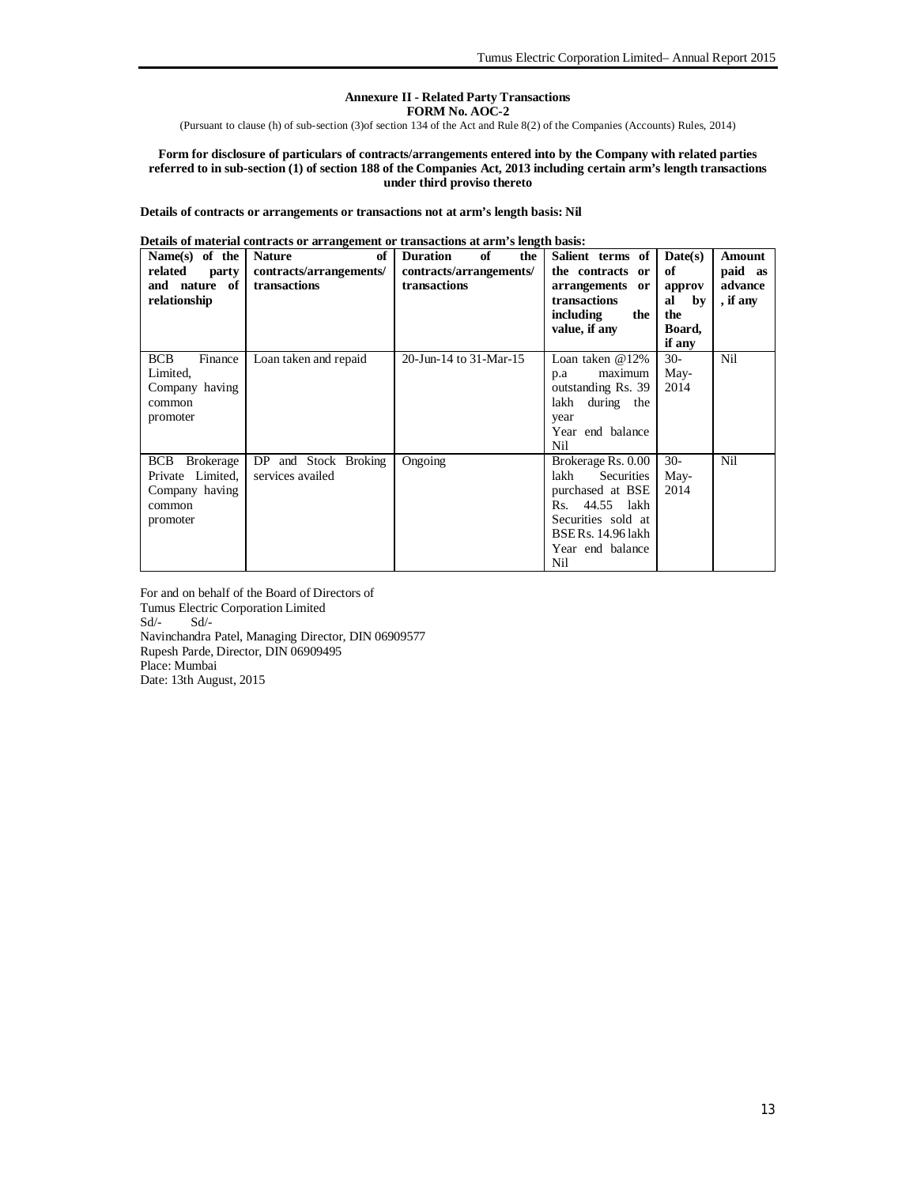## Annexure II - Related Party Transactions

**FORM No. AOC-2**

(Pursuant to clause (h) of sub-section (3)of section 134 of the Act and Rule 8(2) of the Companies (Accounts) Rules, 2014)

**Form for disclosure of particulars of contracts/arrangements entered into by the Company with related parties referred to in sub-section (1) of section 188 of the Companies Act, 2013 including certain arm's length transactions under third proviso thereto**

**Details of contracts or arrangements or transactions not at arm's length basis: Nil**

**Details of material contracts or arrangement or transactions at arm's length basis:**

| Name(s) of the related party and nature of relationship | Nature of contracts/arrangements/ transactions | Duration of the contracts/arrangements/ transactions | Salient terms of the contracts or arrangements or transactions including the value, if any | Date(s) of approval by the Board, if any | Amount paid as advance, if any |
|---|---|---|---|---|---|
| BCB Finance Limited, Company having common promoter | Loan taken and repaid | 20-Jun-14 to 31-Mar-15 | Loan taken @12% p.a maximum outstanding Rs. 39 lakh during the year Year end balance Nil | 30-May-2014 | Nil |
| BCB Brokerage Private Limited, Company having common promoter | DP and Stock Broking services availed | Ongoing | Brokerage Rs. 0.00 lakh Securities purchased at BSE Rs. 44.55 lakh Securities sold at BSE Rs. 14.96 lakh Year end balance Nil | 30-May-2014 | Nil |

For and on behalf of the Board of Directors of
Tumus Electric Corporation Limited
Sd/- Sd/-
Navinchandra Patel, Managing Director, DIN 06909577
Rupesh Parde, Director, DIN 06909495
Place: Mumbai
Date: 13th August, 2015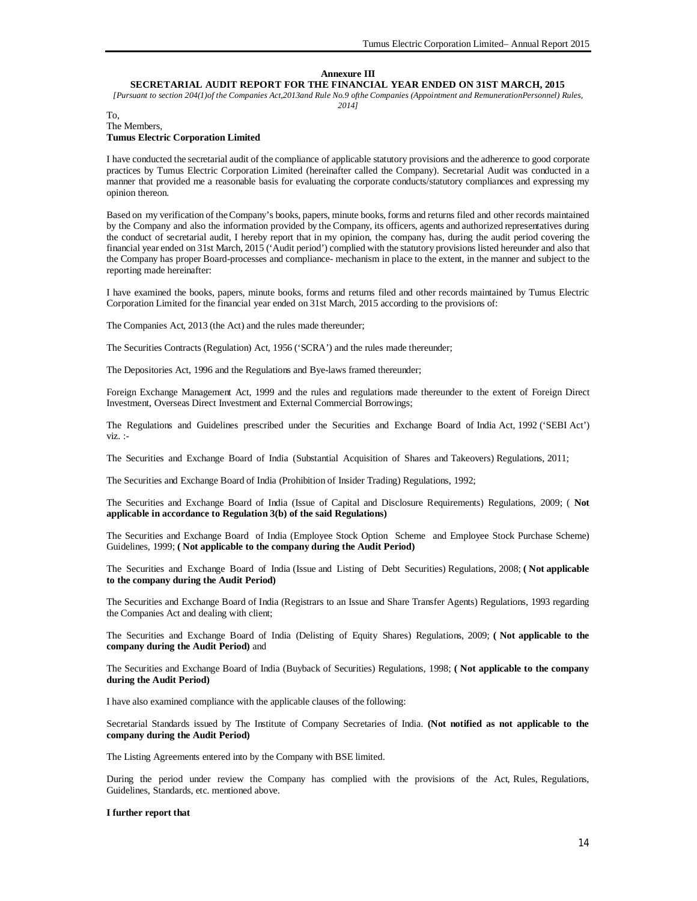## Annexure III

## SECRETARIAL AUDIT REPORT FOR THE FINANCIAL YEAR ENDED ON 31ST MARCH, 2015

*[Pursuant to section 204(1)of the Companies Act,2013and Rule No.9 ofthe Companies (Appointment and RemunerationPersonnel) Rules, 2014]*

To,
The Members,
**Tumus Electric Corporation Limited**

I have conducted the secretarial audit of the compliance of applicable statutory provisions and the adherence to good corporate practices by Tumus Electric Corporation Limited (hereinafter called the Company). Secretarial Audit was conducted in a manner that provided me a reasonable basis for evaluating the corporate conducts/statutory compliances and expressing my opinion thereon.

Based on my verification of the Company's books, papers, minute books, forms and returns filed and other records maintained by the Company and also the information provided by the Company, its officers, agents and authorized representatives during the conduct of secretarial audit, I hereby report that in my opinion, the company has, during the audit period covering the financial year ended on 31st March, 2015 ('Audit period') complied with the statutory provisions listed hereunder and also that the Company has proper Board-processes and compliance- mechanism in place to the extent, in the manner and subject to the reporting made hereinafter:

I have examined the books, papers, minute books, forms and returns filed and other records maintained by Tumus Electric Corporation Limited for the financial year ended on 31st March, 2015 according to the provisions of:

The Companies Act, 2013 (the Act) and the rules made thereunder;

The Securities Contracts (Regulation) Act, 1956 ('SCRA') and the rules made thereunder;

The Depositories Act, 1996 and the Regulations and Bye-laws framed thereunder;

Foreign Exchange Management Act, 1999 and the rules and regulations made thereunder to the extent of Foreign Direct Investment, Overseas Direct Investment and External Commercial Borrowings;

The Regulations and Guidelines prescribed under the Securities and Exchange Board of India Act, 1992 ('SEBI Act') viz. :-

The Securities and Exchange Board of India (Substantial Acquisition of Shares and Takeovers) Regulations, 2011;

The Securities and Exchange Board of India (Prohibition of Insider Trading) Regulations, 1992;

The Securities and Exchange Board of India (Issue of Capital and Disclosure Requirements) Regulations, 2009; ( **Not applicable in accordance to Regulation 3(b) of the said Regulations)**

The Securities and Exchange Board of India (Employee Stock Option Scheme and Employee Stock Purchase Scheme) Guidelines, 1999; **( Not applicable to the company during the Audit Period)**

The Securities and Exchange Board of India (Issue and Listing of Debt Securities) Regulations, 2008; **( Not applicable to the company during the Audit Period)**

The Securities and Exchange Board of India (Registrars to an Issue and Share Transfer Agents) Regulations, 1993 regarding the Companies Act and dealing with client;

The Securities and Exchange Board of India (Delisting of Equity Shares) Regulations, 2009; **( Not applicable to the company during the Audit Period)** and

The Securities and Exchange Board of India (Buyback of Securities) Regulations, 1998; **( Not applicable to the company during the Audit Period)**

I have also examined compliance with the applicable clauses of the following:

Secretarial Standards issued by The Institute of Company Secretaries of India. **(Not notified as not applicable to the company during the Audit Period)**

The Listing Agreements entered into by the Company with BSE limited.

During the period under review the Company has complied with the provisions of the Act, Rules, Regulations, Guidelines, Standards, etc. mentioned above.

**I further report that**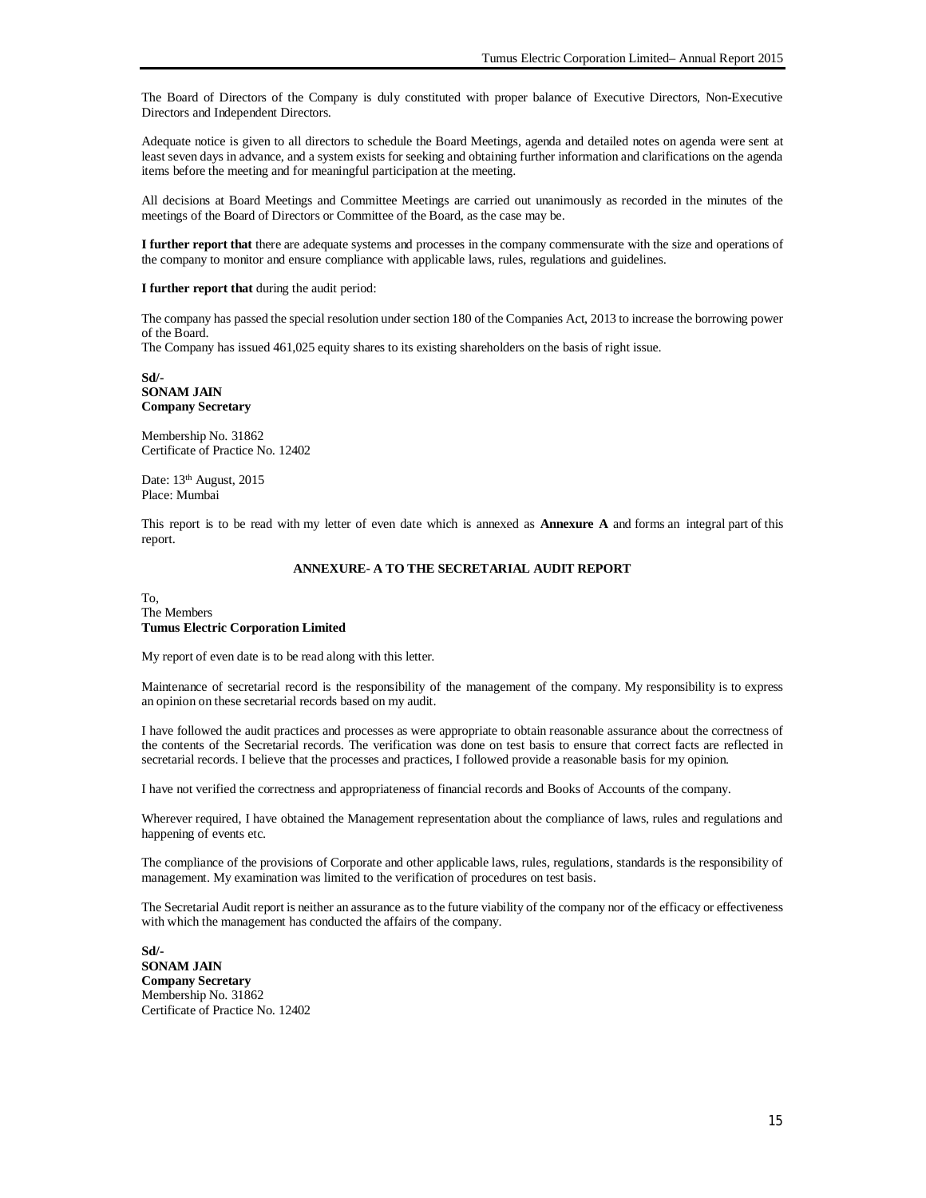The Board of Directors of the Company is duly constituted with proper balance of Executive Directors, Non-Executive Directors and Independent Directors.

Adequate notice is given to all directors to schedule the Board Meetings, agenda and detailed notes on agenda were sent at least seven days in advance, and a system exists for seeking and obtaining further information and clarifications on the agenda items before the meeting and for meaningful participation at the meeting.

All decisions at Board Meetings and Committee Meetings are carried out unanimously as recorded in the minutes of the meetings of the Board of Directors or Committee of the Board, as the case may be.

**I further report that** there are adequate systems and processes in the company commensurate with the size and operations of the company to monitor and ensure compliance with applicable laws, rules, regulations and guidelines.

**I further report that** during the audit period:

The company has passed the special resolution under section 180 of the Companies Act, 2013 to increase the borrowing power of the Board.
The Company has issued 461,025 equity shares to its existing shareholders on the basis of right issue.

**Sd/-**
**SONAM JAIN**
**Company Secretary**

Membership No. 31862
Certificate of Practice No. 12402

Date: 13th August, 2015
Place: Mumbai

This report is to be read with my letter of even date which is annexed as **Annexure A** and forms an integral part of this report.

**ANNEXURE- A TO THE SECRETARIAL AUDIT REPORT**

To,
The Members
**Tumus Electric Corporation Limited**

My report of even date is to be read along with this letter.

Maintenance of secretarial record is the responsibility of the management of the company. My responsibility is to express an opinion on these secretarial records based on my audit.

I have followed the audit practices and processes as were appropriate to obtain reasonable assurance about the correctness of the contents of the Secretarial records. The verification was done on test basis to ensure that correct facts are reflected in secretarial records. I believe that the processes and practices, I followed provide a reasonable basis for my opinion.

I have not verified the correctness and appropriateness of financial records and Books of Accounts of the company.

Wherever required, I have obtained the Management representation about the compliance of laws, rules and regulations and happening of events etc.

The compliance of the provisions of Corporate and other applicable laws, rules, regulations, standards is the responsibility of management. My examination was limited to the verification of procedures on test basis.

The Secretarial Audit report is neither an assurance as to the future viability of the company nor of the efficacy or effectiveness with which the management has conducted the affairs of the company.

**Sd/-**
**SONAM JAIN**
**Company Secretary**
Membership No. 31862
Certificate of Practice No. 12402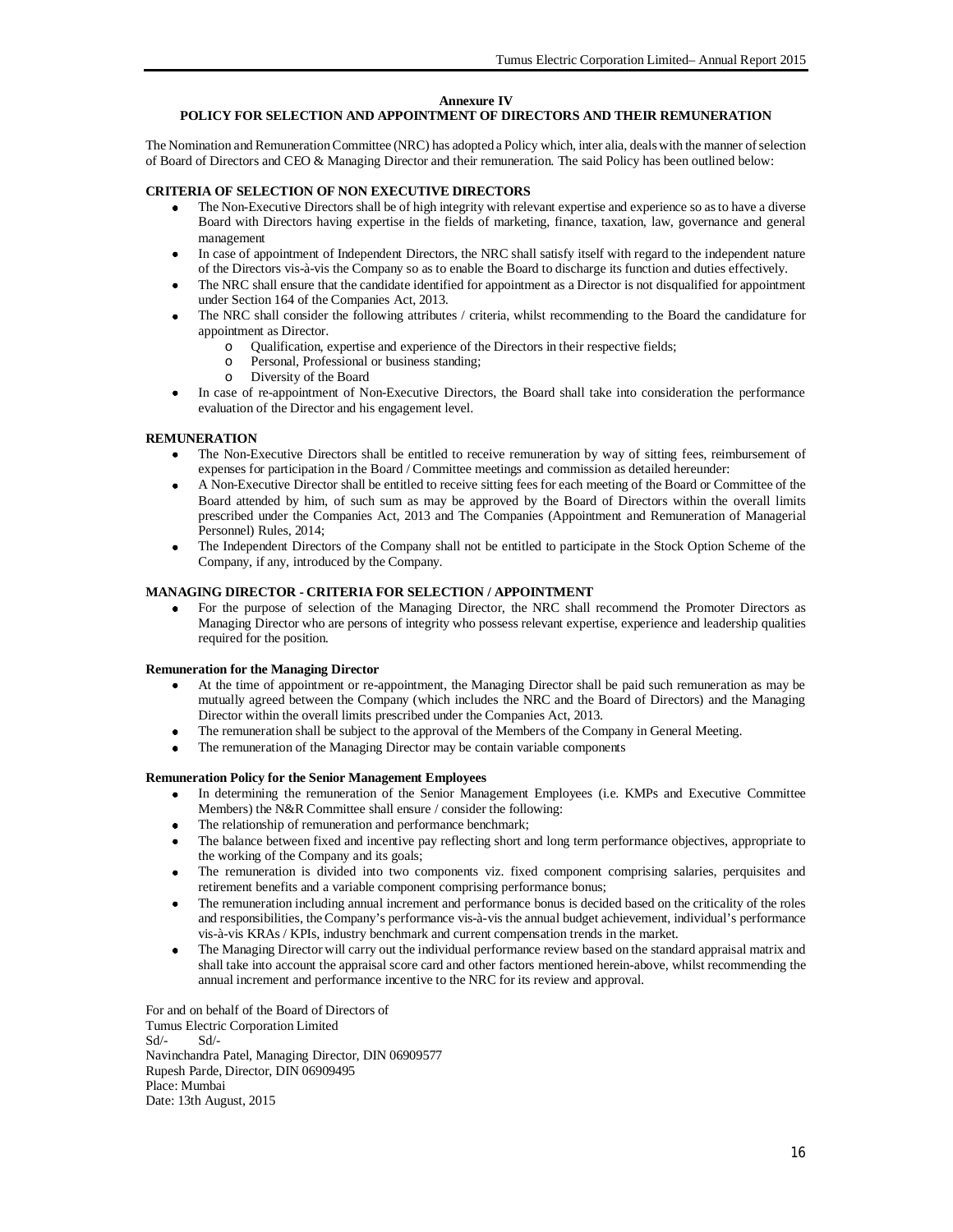## Annexure IV

## POLICY FOR SELECTION AND APPOINTMENT OF DIRECTORS AND THEIR REMUNERATION

The Nomination and Remuneration Committee (NRC) has adopted a Policy which, inter alia, deals with the manner of selection of Board of Directors and CEO & Managing Director and their remuneration. The said Policy has been outlined below:

**CRITERIA OF SELECTION OF NON EXECUTIVE DIRECTORS**

- The Non-Executive Directors shall be of high integrity with relevant expertise and experience so as to have a diverse Board with Directors having expertise in the fields of marketing, finance, taxation, law, governance and general management
- In case of appointment of Independent Directors, the NRC shall satisfy itself with regard to the independent nature of the Directors vis-à-vis the Company so as to enable the Board to discharge its function and duties effectively.
- The NRC shall ensure that the candidate identified for appointment as a Director is not disqualified for appointment under Section 164 of the Companies Act, 2013.
- The NRC shall consider the following attributes / criteria, whilst recommending to the Board the candidature for appointment as Director.
  - Qualification, expertise and experience of the Directors in their respective fields;
  - Personal, Professional or business standing;
  - Diversity of the Board
- In case of re-appointment of Non-Executive Directors, the Board shall take into consideration the performance evaluation of the Director and his engagement level.

**REMUNERATION**

- The Non-Executive Directors shall be entitled to receive remuneration by way of sitting fees, reimbursement of expenses for participation in the Board / Committee meetings and commission as detailed hereunder:
- A Non-Executive Director shall be entitled to receive sitting fees for each meeting of the Board or Committee of the Board attended by him, of such sum as may be approved by the Board of Directors within the overall limits prescribed under the Companies Act, 2013 and The Companies (Appointment and Remuneration of Managerial Personnel) Rules, 2014;
- The Independent Directors of the Company shall not be entitled to participate in the Stock Option Scheme of the Company, if any, introduced by the Company.

**MANAGING DIRECTOR - CRITERIA FOR SELECTION / APPOINTMENT**

- For the purpose of selection of the Managing Director, the NRC shall recommend the Promoter Directors as Managing Director who are persons of integrity who possess relevant expertise, experience and leadership qualities required for the position.

**Remuneration for the Managing Director**

- At the time of appointment or re-appointment, the Managing Director shall be paid such remuneration as may be mutually agreed between the Company (which includes the NRC and the Board of Directors) and the Managing Director within the overall limits prescribed under the Companies Act, 2013.
- The remuneration shall be subject to the approval of the Members of the Company in General Meeting.
- The remuneration of the Managing Director may be contain variable components

**Remuneration Policy for the Senior Management Employees**

- In determining the remuneration of the Senior Management Employees (i.e. KMPs and Executive Committee Members) the N&R Committee shall ensure / consider the following:
- The relationship of remuneration and performance benchmark;
- The balance between fixed and incentive pay reflecting short and long term performance objectives, appropriate to the working of the Company and its goals;
- The remuneration is divided into two components viz. fixed component comprising salaries, perquisites and retirement benefits and a variable component comprising performance bonus;
- The remuneration including annual increment and performance bonus is decided based on the criticality of the roles and responsibilities, the Company's performance vis-à-vis the annual budget achievement, individual's performance vis-à-vis KRAs / KPIs, industry benchmark and current compensation trends in the market.
- The Managing Director will carry out the individual performance review based on the standard appraisal matrix and shall take into account the appraisal score card and other factors mentioned herein-above, whilst recommending the annual increment and performance incentive to the NRC for its review and approval.

For and on behalf of the Board of Directors of
Tumus Electric Corporation Limited
Sd/- Sd/-
Navinchandra Patel, Managing Director, DIN 06909577
Rupesh Parde, Director, DIN 06909495
Place: Mumbai
Date: 13th August, 2015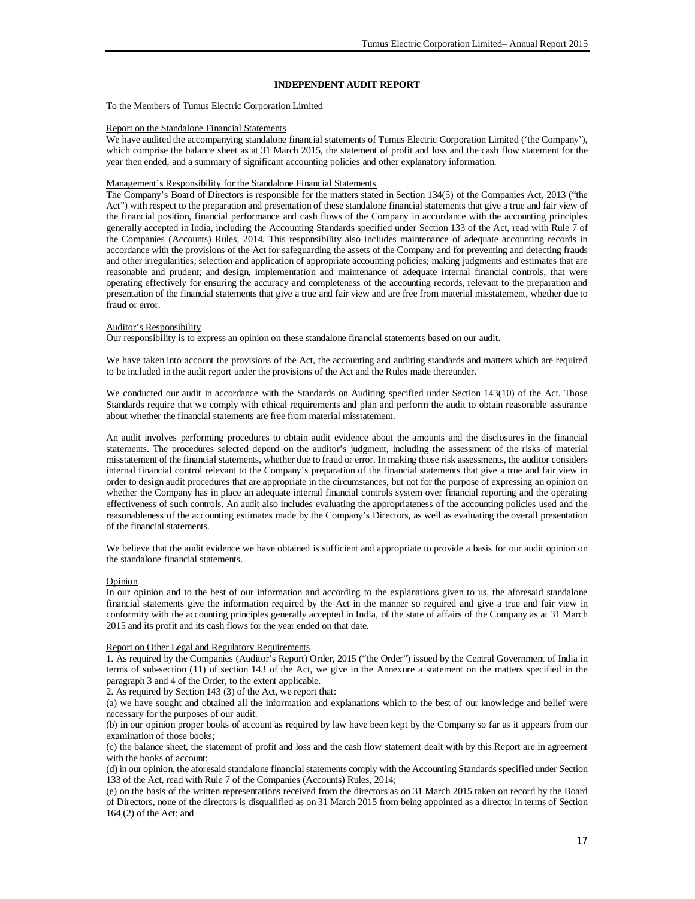## INDEPENDENT AUDIT REPORT

To the Members of Tumus Electric Corporation Limited

### Report on the Standalone Financial Statements

We have audited the accompanying standalone financial statements of Tumus Electric Corporation Limited ('the Company'), which comprise the balance sheet as at 31 March 2015, the statement of profit and loss and the cash flow statement for the year then ended, and a summary of significant accounting policies and other explanatory information.

### Management's Responsibility for the Standalone Financial Statements

The Company's Board of Directors is responsible for the matters stated in Section 134(5) of the Companies Act, 2013 ("the Act") with respect to the preparation and presentation of these standalone financial statements that give a true and fair view of the financial position, financial performance and cash flows of the Company in accordance with the accounting principles generally accepted in India, including the Accounting Standards specified under Section 133 of the Act, read with Rule 7 of the Companies (Accounts) Rules, 2014. This responsibility also includes maintenance of adequate accounting records in accordance with the provisions of the Act for safeguarding the assets of the Company and for preventing and detecting frauds and other irregularities; selection and application of appropriate accounting policies; making judgments and estimates that are reasonable and prudent; and design, implementation and maintenance of adequate internal financial controls, that were operating effectively for ensuring the accuracy and completeness of the accounting records, relevant to the preparation and presentation of the financial statements that give a true and fair view and are free from material misstatement, whether due to fraud or error.

### Auditor's Responsibility

Our responsibility is to express an opinion on these standalone financial statements based on our audit.

We have taken into account the provisions of the Act, the accounting and auditing standards and matters which are required to be included in the audit report under the provisions of the Act and the Rules made thereunder.

We conducted our audit in accordance with the Standards on Auditing specified under Section 143(10) of the Act. Those Standards require that we comply with ethical requirements and plan and perform the audit to obtain reasonable assurance about whether the financial statements are free from material misstatement.

An audit involves performing procedures to obtain audit evidence about the amounts and the disclosures in the financial statements. The procedures selected depend on the auditor's judgment, including the assessment of the risks of material misstatement of the financial statements, whether due to fraud or error. In making those risk assessments, the auditor considers internal financial control relevant to the Company's preparation of the financial statements that give a true and fair view in order to design audit procedures that are appropriate in the circumstances, but not for the purpose of expressing an opinion on whether the Company has in place an adequate internal financial controls system over financial reporting and the operating effectiveness of such controls. An audit also includes evaluating the appropriateness of the accounting policies used and the reasonableness of the accounting estimates made by the Company's Directors, as well as evaluating the overall presentation of the financial statements.

We believe that the audit evidence we have obtained is sufficient and appropriate to provide a basis for our audit opinion on the standalone financial statements.

### Opinion

In our opinion and to the best of our information and according to the explanations given to us, the aforesaid standalone financial statements give the information required by the Act in the manner so required and give a true and fair view in conformity with the accounting principles generally accepted in India, of the state of affairs of the Company as at 31 March 2015 and its profit and its cash flows for the year ended on that date.

### Report on Other Legal and Regulatory Requirements

1. As required by the Companies (Auditor's Report) Order, 2015 ("the Order") issued by the Central Government of India in terms of sub-section (11) of section 143 of the Act, we give in the Annexure a statement on the matters specified in the paragraph 3 and 4 of the Order, to the extent applicable.

2. As required by Section 143 (3) of the Act, we report that:

(a) we have sought and obtained all the information and explanations which to the best of our knowledge and belief were necessary for the purposes of our audit.

(b) in our opinion proper books of account as required by law have been kept by the Company so far as it appears from our examination of those books;

(c) the balance sheet, the statement of profit and loss and the cash flow statement dealt with by this Report are in agreement with the books of account;

(d) in our opinion, the aforesaid standalone financial statements comply with the Accounting Standards specified under Section 133 of the Act, read with Rule 7 of the Companies (Accounts) Rules, 2014;

(e) on the basis of the written representations received from the directors as on 31 March 2015 taken on record by the Board of Directors, none of the directors is disqualified as on 31 March 2015 from being appointed as a director in terms of Section 164 (2) of the Act; and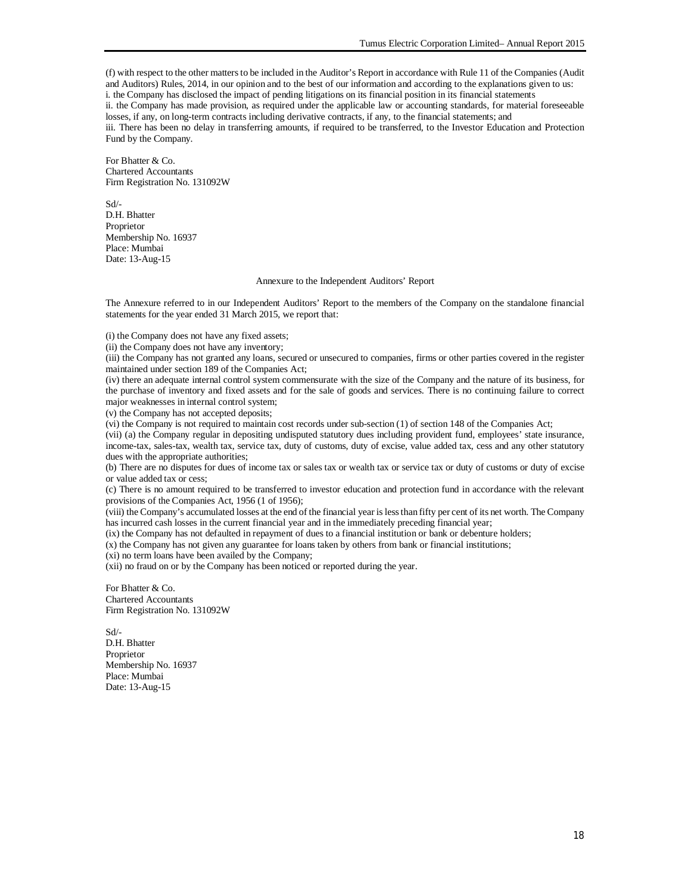(f) with respect to the other matters to be included in the Auditor's Report in accordance with Rule 11 of the Companies (Audit and Auditors) Rules, 2014, in our opinion and to the best of our information and according to the explanations given to us:
i. the Company has disclosed the impact of pending litigations on its financial position in its financial statements
ii. the Company has made provision, as required under the applicable law or accounting standards, for material foreseeable losses, if any, on long-term contracts including derivative contracts, if any, to the financial statements; and
iii. There has been no delay in transferring amounts, if required to be transferred, to the Investor Education and Protection Fund by the Company.

For Bhatter & Co.
Chartered Accountants
Firm Registration No. 131092W

Sd/-
D.H. Bhatter
Proprietor
Membership No. 16937
Place: Mumbai
Date: 13-Aug-15

## Annexure to the Independent Auditors' Report

The Annexure referred to in our Independent Auditors' Report to the members of the Company on the standalone financial statements for the year ended 31 March 2015, we report that:

(i) the Company does not have any fixed assets;
(ii) the Company does not have any inventory;
(iii) the Company has not granted any loans, secured or unsecured to companies, firms or other parties covered in the register maintained under section 189 of the Companies Act;
(iv) there an adequate internal control system commensurate with the size of the Company and the nature of its business, for the purchase of inventory and fixed assets and for the sale of goods and services. There is no continuing failure to correct major weaknesses in internal control system;
(v) the Company has not accepted deposits;
(vi) the Company is not required to maintain cost records under sub-section (1) of section 148 of the Companies Act;
(vii) (a) the Company regular in depositing undisputed statutory dues including provident fund, employees' state insurance, income-tax, sales-tax, wealth tax, service tax, duty of customs, duty of excise, value added tax, cess and any other statutory dues with the appropriate authorities;
(b) There are no disputes for dues of income tax or sales tax or wealth tax or service tax or duty of customs or duty of excise or value added tax or cess;
(c) There is no amount required to be transferred to investor education and protection fund in accordance with the relevant provisions of the Companies Act, 1956 (1 of 1956);
(viii) the Company's accumulated losses at the end of the financial year is less than fifty per cent of its net worth. The Company has incurred cash losses in the current financial year and in the immediately preceding financial year;
(ix) the Company has not defaulted in repayment of dues to a financial institution or bank or debenture holders;
(x) the Company has not given any guarantee for loans taken by others from bank or financial institutions;
(xi) no term loans have been availed by the Company;
(xii) no fraud on or by the Company has been noticed or reported during the year.

For Bhatter & Co.
Chartered Accountants
Firm Registration No. 131092W

Sd/-
D.H. Bhatter
Proprietor
Membership No. 16937
Place: Mumbai
Date: 13-Aug-15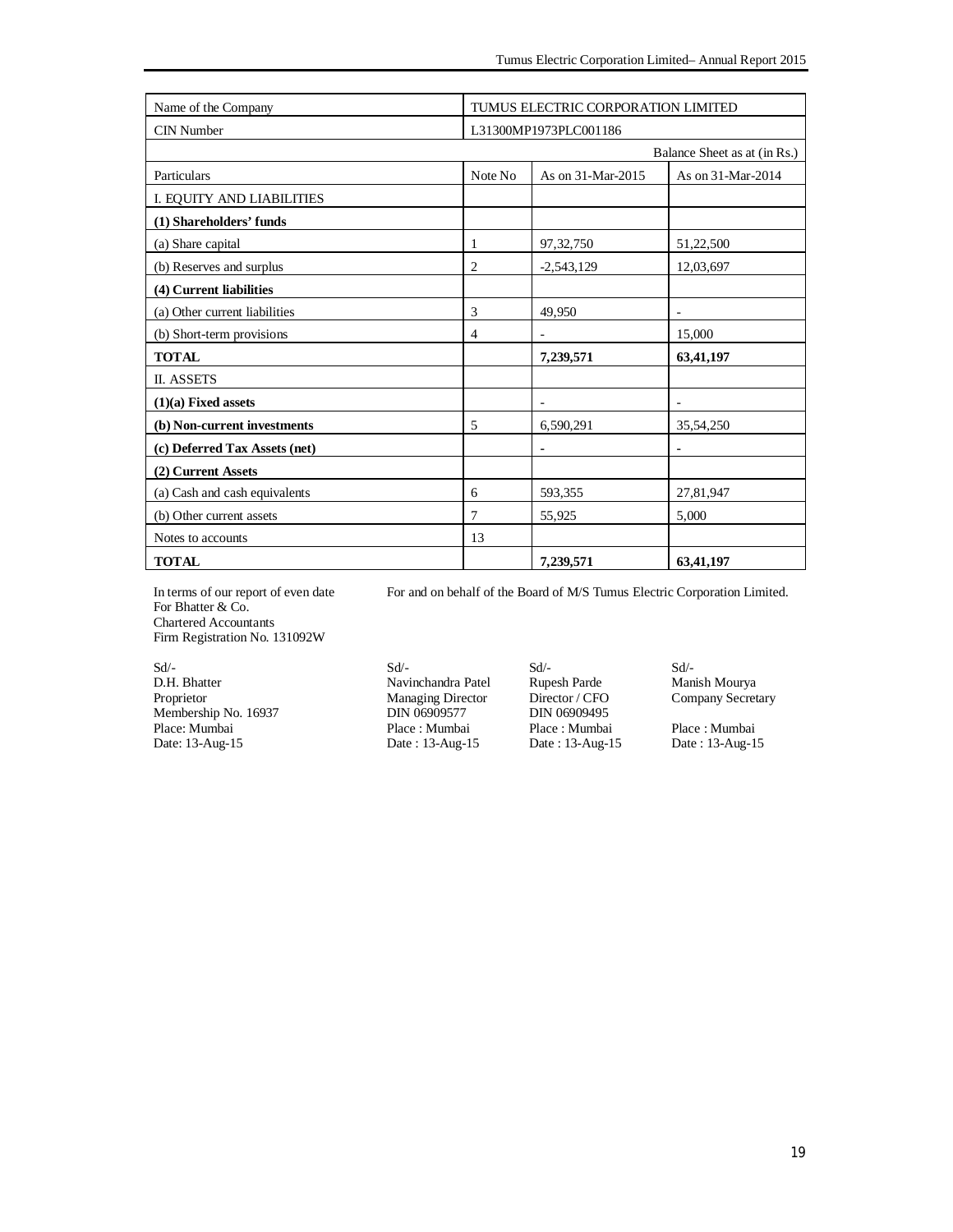| Name of the Company | TUMUS ELECTRIC CORPORATION LIMITED | | |
|---|---|---|---|
| CIN Number | L31300MP1973PLC001186 | | |
| | | | Balance Sheet as at (in Rs.) |
| Particulars | Note No | As on 31-Mar-2015 | As on 31-Mar-2014 |
| I. EQUITY AND LIABILITIES | | | |
| **(1) Shareholders' funds** | | | |
| (a) Share capital | 1 | 97,32,750 | 51,22,500 |
| (b) Reserves and surplus | 2 | -2,543,129 | 12,03,697 |
| **(4) Current liabilities** | | | |
| (a) Other current liabilities | 3 | 49,950 | - |
| (b) Short-term provisions | 4 | - | 15,000 |
| **TOTAL** | | **7,239,571** | **63,41,197** |
| II. ASSETS | | | |
| **(1)(a) Fixed assets** | | - | - |
| **(b) Non-current investments** | 5 | 6,590,291 | 35,54,250 |
| **(c) Deferred Tax Assets (net)** | | - | - |
| **(2) Current Assets** | | | |
| (a) Cash and cash equivalents | 6 | 593,355 | 27,81,947 |
| (b) Other current assets | 7 | 55,925 | 5,000 |
| Notes to accounts | 13 | | |
| **TOTAL** | | **7,239,571** | **63,41,197** |

In terms of our report of even date
For Bhatter & Co.
Chartered Accountants
Firm Registration No. 131092W

For and on behalf of the Board of M/S Tumus Electric Corporation Limited.

Sd/-
D.H. Bhatter
Proprietor
Membership No. 16937
Place: Mumbai
Date: 13-Aug-15

Sd/-
Navinchandra Patel
Managing Director
DIN 06909577
Place : Mumbai
Date : 13-Aug-15

Sd/-
Rupesh Parde
Director / CFO
DIN 06909495
Place : Mumbai
Date : 13-Aug-15

Sd/-
Manish Mourya
Company Secretary

Place : Mumbai
Date : 13-Aug-15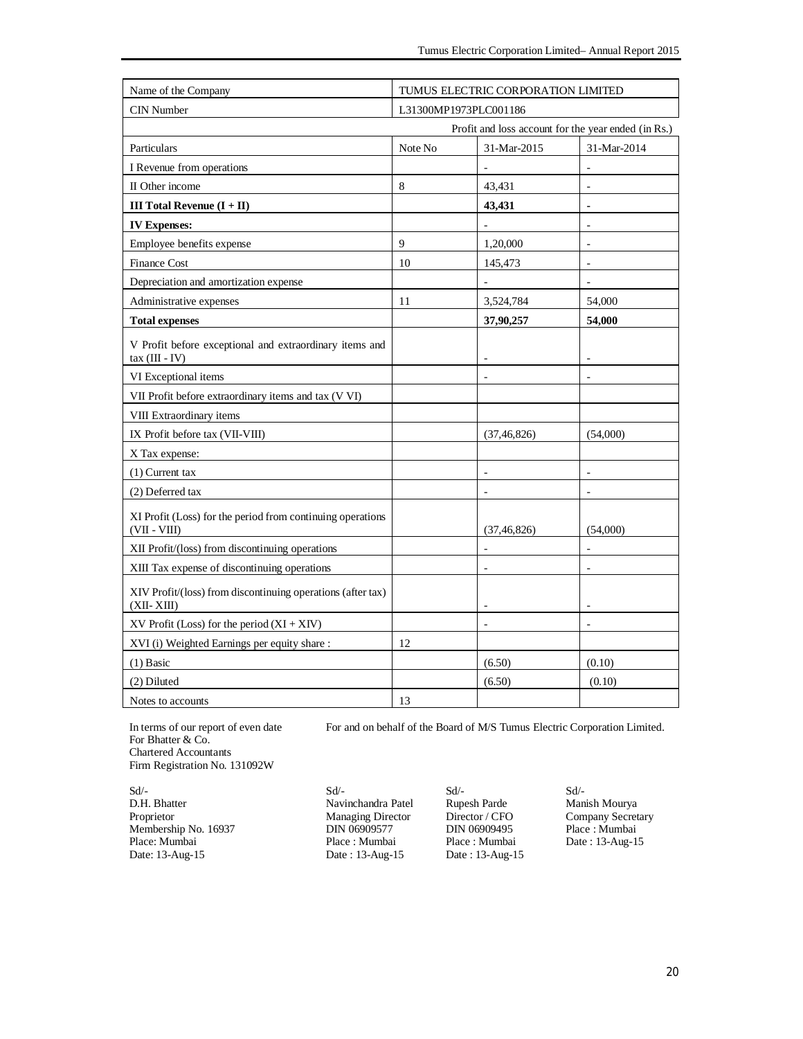| Name of the Company | TUMUS ELECTRIC CORPORATION LIMITED | | |
|---|---|---|---|
| CIN Number | L31300MP1973PLC001186 | | |
| | | Profit and loss account for the year ended (in Rs.) | |
| Particulars | Note No | 31-Mar-2015 | 31-Mar-2014 |
| I Revenue from operations | | - | - |
| II Other income | 8 | 43,431 | - |
| **III Total Revenue (I + II)** | | **43,431** | **-** |
| **IV Expenses:** | | - | - |
| Employee benefits expense | 9 | 1,20,000 | - |
| Finance Cost | 10 | 145,473 | - |
| Depreciation and amortization expense | | - | - |
| Administrative expenses | 11 | 3,524,784 | 54,000 |
| **Total expenses** | | **37,90,257** | **54,000** |
| V Profit before exceptional and extraordinary items and tax (III - IV) | | - | - |
| VI Exceptional items | | - | - |
| VII Profit before extraordinary items and tax (V VI) | | | |
| VIII Extraordinary items | | | |
| IX Profit before tax (VII-VIII) | | (37,46,826) | (54,000) |
| X Tax expense: | | | |
| (1) Current tax | | - | - |
| (2) Deferred tax | | - | - |
| XI Profit (Loss) for the period from continuing operations (VII - VIII) | | (37,46,826) | (54,000) |
| XII Profit/(loss) from discontinuing operations | | - | - |
| XIII Tax expense of discontinuing operations | | - | - |
| XIV Profit/(loss) from discontinuing operations (after tax) (XII- XIII) | | - | - |
| XV Profit (Loss) for the period (XI + XIV) | | - | - |
| XVI (i) Weighted Earnings per equity share : | 12 | | |
| (1) Basic | | (6.50) | (0.10) |
| (2) Diluted | | (6.50) | (0.10) |
| Notes to accounts | 13 | | |

In terms of our report of even date
For Bhatter & Co.
Chartered Accountants
Firm Registration No. 131092W

For and on behalf of the Board of M/S Tumus Electric Corporation Limited.

Sd/-
D.H. Bhatter
Proprietor
Membership No. 16937
Place: Mumbai
Date: 13-Aug-15

Sd/-
Navinchandra Patel
Managing Director
DIN 06909577
Place : Mumbai
Date : 13-Aug-15

Sd/-
Rupesh Parde
Director / CFO
DIN 06909495
Place : Mumbai
Date : 13-Aug-15

Sd/-
Manish Mourya
Company Secretary
Place : Mumbai
Date : 13-Aug-15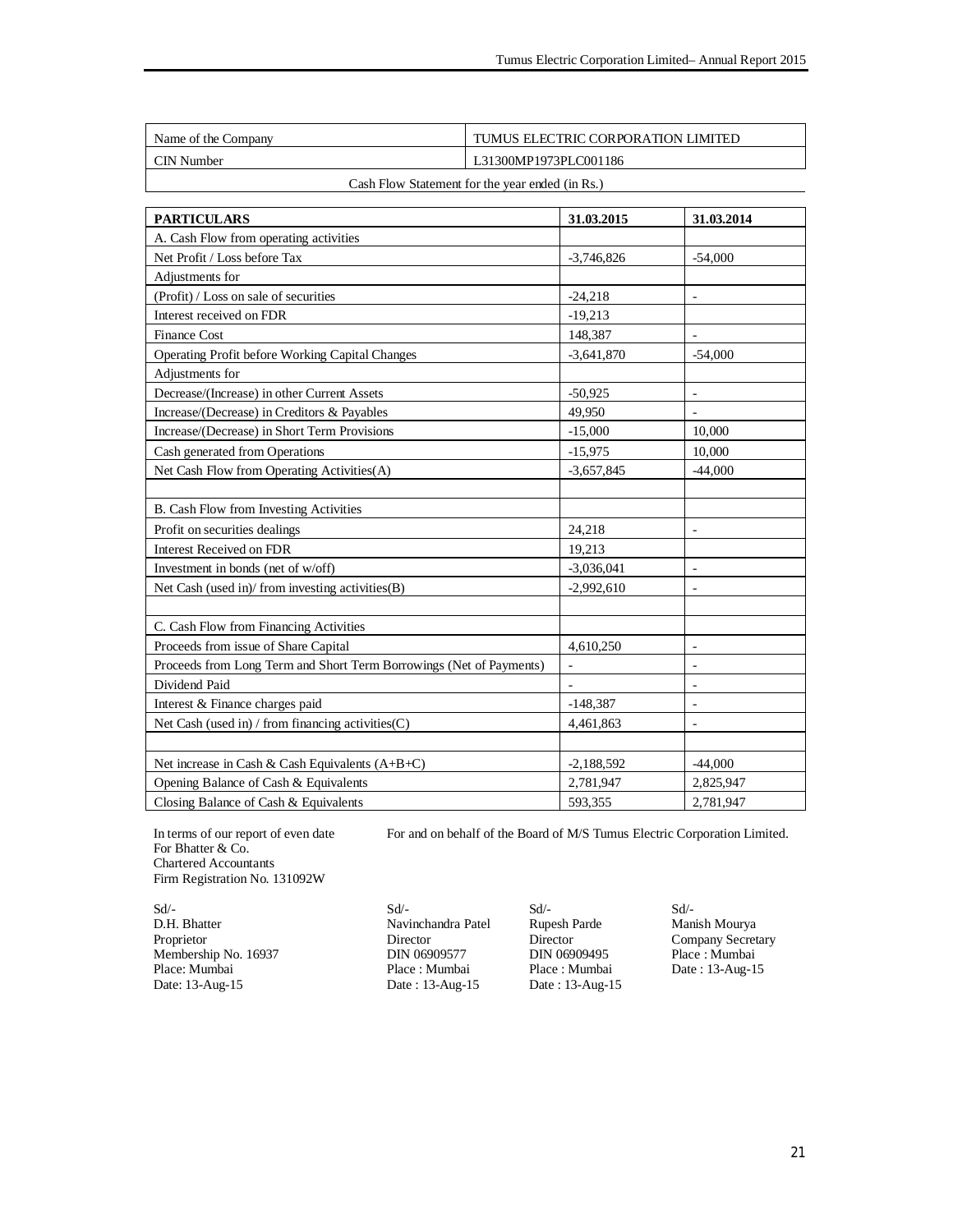| Name of the Company | TUMUS ELECTRIC CORPORATION LIMITED |
|---|---|
| CIN Number | L31300MP1973PLC001186 |

Cash Flow Statement for the year ended (in Rs.)

| PARTICULARS | 31.03.2015 | 31.03.2014 |
|---|---|---|
| A. Cash Flow from operating activities | | |
| Net Profit / Loss before Tax | -3,746,826 | -54,000 |
| Adjustments for | | |
| (Profit) / Loss on sale of securities | -24,218 | - |
| Interest received on FDR | -19,213 | |
| Finance Cost | 148,387 | - |
| Operating Profit before Working Capital Changes | -3,641,870 | -54,000 |
| Adjustments for | | |
| Decrease/(Increase) in other Current Assets | -50,925 | - |
| Increase/(Decrease) in Creditors & Payables | 49,950 | - |
| Increase/(Decrease) in Short Term Provisions | -15,000 | 10,000 |
| Cash generated from Operations | -15,975 | 10,000 |
| Net Cash Flow from Operating Activities(A) | -3,657,845 | -44,000 |
| | | |
| B. Cash Flow from Investing Activities | | |
| Profit on securities dealings | 24,218 | - |
| Interest Received on FDR | 19,213 | |
| Investment in bonds (net of w/off) | -3,036,041 | - |
| Net Cash (used in)/ from investing activities(B) | -2,992,610 | - |
| | | |
| C. Cash Flow from Financing Activities | | |
| Proceeds from issue of Share Capital | 4,610,250 | - |
| Proceeds from Long Term and Short Term Borrowings (Net of Payments) | - | - |
| Dividend Paid | - | - |
| Interest & Finance charges paid | -148,387 | - |
| Net Cash (used in) / from financing activities(C) | 4,461,863 | - |
| | | |
| Net increase in Cash & Cash Equivalents (A+B+C) | -2,188,592 | -44,000 |
| Opening Balance of Cash & Equivalents | 2,781,947 | 2,825,947 |
| Closing Balance of Cash & Equivalents | 593,355 | 2,781,947 |

In terms of our report of even date
For Bhatter & Co.
Chartered Accountants
Firm Registration No. 131092W

For and on behalf of the Board of M/S Tumus Electric Corporation Limited.

Sd/-
D.H. Bhatter
Proprietor
Membership No. 16937
Place: Mumbai
Date: 13-Aug-15

Sd/-
Navinchandra Patel
Director
DIN 06909577
Place : Mumbai
Date : 13-Aug-15

Sd/-
Rupesh Parde
Director
DIN 06909495
Place : Mumbai
Date : 13-Aug-15

Sd/-
Manish Mourya
Company Secretary
Place : Mumbai
Date : 13-Aug-15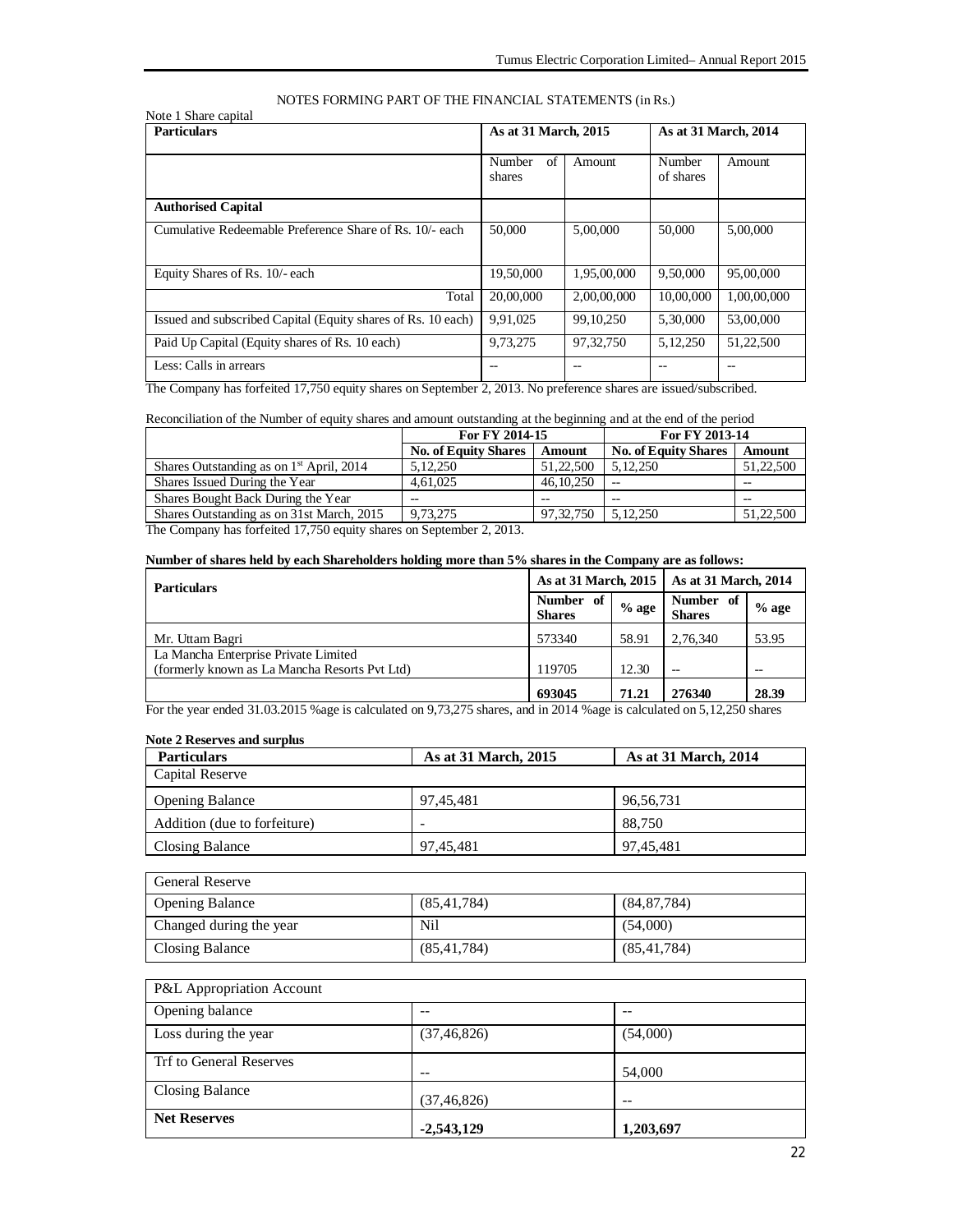NOTES FORMING PART OF THE FINANCIAL STATEMENTS (in Rs.)

Note 1 Share capital

| Particulars | As at 31 March, 2015 | | As at 31 March, 2014 | |
|---|---|---|---|---|
| | Number of shares | Amount | Number of shares | Amount |
| **Authorised Capital** | | | | |
| Cumulative Redeemable Preference Share of Rs. 10/- each | 50,000 | 5,00,000 | 50,000 | 5,00,000 |
| Equity Shares of Rs. 10/- each | 19,50,000 | 1,95,00,000 | 9,50,000 | 95,00,000 |
| Total | 20,00,000 | 2,00,00,000 | 10,00,000 | 1,00,00,000 |
| Issued and subscribed Capital (Equity shares of Rs. 10 each) | 9,91,025 | 99,10,250 | 5,30,000 | 53,00,000 |
| Paid Up Capital (Equity shares of Rs. 10 each) | 9,73,275 | 97,32,750 | 5,12,250 | 51,22,500 |
| Less: Calls in arrears | -- | -- | -- | -- |

The Company has forfeited 17,750 equity shares on September 2, 2013. No preference shares are issued/subscribed.

Reconciliation of the Number of equity shares and amount outstanding at the beginning and at the end of the period

| | For FY 2014-15 | | For FY 2013-14 | |
|---|---|---|---|---|
| | **No. of Equity Shares** | **Amount** | **No. of Equity Shares** | **Amount** |
| Shares Outstanding as on 1st April, 2014 | 5,12,250 | 51,22,500 | 5,12,250 | 51,22,500 |
| Shares Issued During the Year | 4,61,025 | 46,10,250 | -- | -- |
| Shares Bought Back During the Year | -- | -- | -- | -- |
| Shares Outstanding as on 31st March, 2015 | 9,73,275 | 97,32,750 | 5,12,250 | 51,22,500 |

The Company has forfeited 17,750 equity shares on September 2, 2013.

**Number of shares held by each Shareholders holding more than 5% shares in the Company are as follows:**

| Particulars | As at 31 March, 2015 | | As at 31 March, 2014 | |
|---|---|---|---|---|
| | **Number of Shares** | **% age** | **Number of Shares** | **% age** |
| Mr. Uttam Bagri | 573340 | 58.91 | 2,76,340 | 53.95 |
| La Mancha Enterprise Private Limited (formerly known as La Mancha Resorts Pvt Ltd) | 119705 | 12.30 | -- | -- |
| | **693045** | **71.21** | **276340** | **28.39** |

For the year ended 31.03.2015 %age is calculated on 9,73,275 shares, and in 2014 %age is calculated on 5,12,250 shares

**Note 2 Reserves and surplus**

| Particulars | As at 31 March, 2015 | As at 31 March, 2014 |
|---|---|---|
| Capital Reserve | | |
| Opening Balance | 97,45,481 | 96,56,731 |
| Addition (due to forfeiture) | - | 88,750 |
| Closing Balance | 97,45,481 | 97,45,481 |
| General Reserve | | |
| Opening Balance | (85,41,784) | (84,87,784) |
| Changed during the year | Nil | (54,000) |
| Closing Balance | (85,41,784) | (85,41,784) |
| P&L Appropriation Account | | |
| Opening balance | -- | -- |
| Loss during the year | (37,46,826) | (54,000) |
| Trf to General Reserves | -- | 54,000 |
| Closing Balance | (37,46,826) | -- |
| **Net Reserves** | **-2,543,129** | **1,203,697** |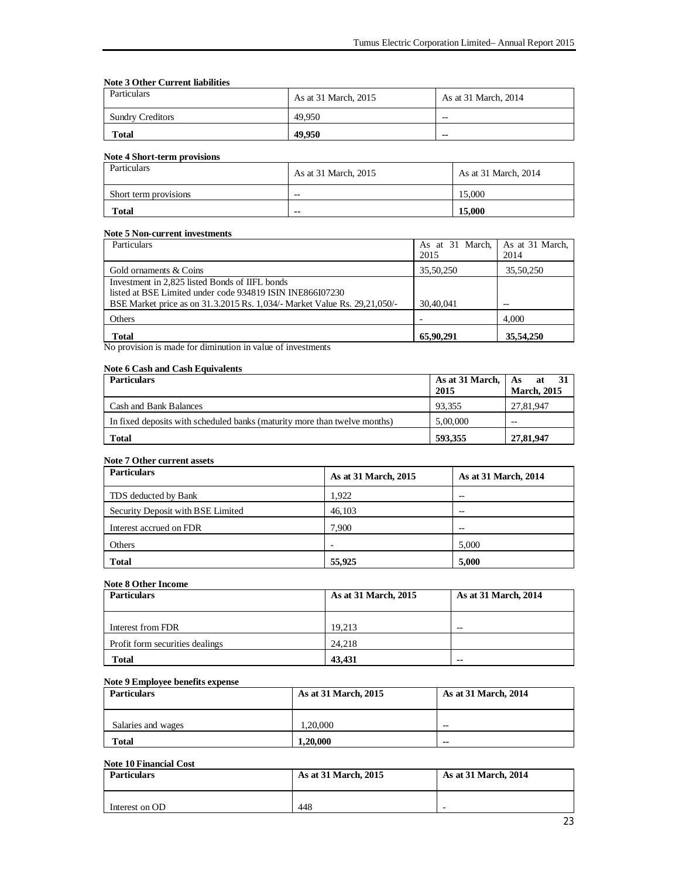**Note 3 Other Current liabilities**

| Particulars | As at 31 March, 2015 | As at 31 March, 2014 |
|---|---|---|
| Sundry Creditors | 49,950 | -- |
| **Total** | **49,950** | **--** |

**Note 4 Short-term provisions**

| Particulars | As at 31 March, 2015 | As at 31 March, 2014 |
|---|---|---|
| Short term provisions | -- | 15,000 |
| **Total** | **--** | **15,000** |

**Note 5 Non-current investments**

| Particulars | As at 31 March, 2015 | As at 31 March, 2014 |
|---|---|---|
| Gold ornaments & Coins | 35,50,250 | 35,50,250 |
| Investment in 2,825 listed Bonds of IIFL bonds listed at BSE Limited under code 934819 ISIN INE866I07230 BSE Market price as on 31.3.2015 Rs. 1,034/- Market Value Rs. 29,21,050/- | 30,40,041 | -- |
| Others | - | 4,000 |
| **Total** | **65,90,291** | **35,54,250** |

No provision is made for diminution in value of investments

**Note 6 Cash and Cash Equivalents**

| **Particulars** | **As at 31 March, 2015** | **As at 31 March, 2015** |
|---|---|---|
| Cash and Bank Balances | 93,355 | 27,81,947 |
| In fixed deposits with scheduled banks (maturity more than twelve months) | 5,00,000 | -- |
| **Total** | **593,355** | **27,81,947** |

**Note 7 Other current assets**

| **Particulars** | **As at 31 March, 2015** | **As at 31 March, 2014** |
|---|---|---|
| TDS deducted by Bank | 1,922 | -- |
| Security Deposit with BSE Limited | 46,103 | -- |
| Interest accrued on FDR | 7,900 | -- |
| Others | - | 5,000 |
| **Total** | **55,925** | **5,000** |

**Note 8 Other Income**

| **Particulars** | **As at 31 March, 2015** | **As at 31 March, 2014** |
|---|---|---|
| Interest from FDR | 19,213 | -- |
| Profit form securities dealings | 24,218 | |
| **Total** | **43,431** | **--** |

**Note 9 Employee benefits expense**

| **Particulars** | **As at 31 March, 2015** | **As at 31 March, 2014** |
|---|---|---|
| Salaries and wages | 1,20,000 | -- |
| **Total** | **1,20,000** | **--** |

**Note 10 Financial Cost**

| **Particulars** | **As at 31 March, 2015** | **As at 31 March, 2014** |
|---|---|---|
| Interest on OD | 448 | - |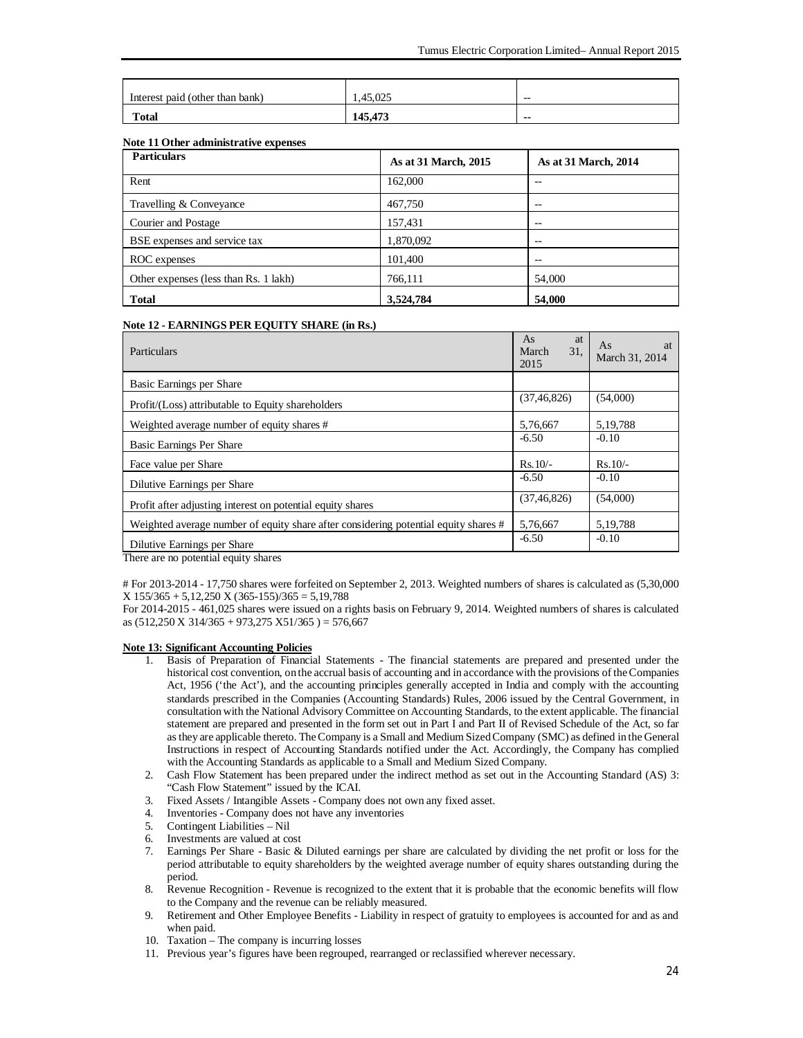| Interest paid (other than bank) | 1,45,025 | -- |
| --- | --- | --- |
| **Total** | **145,473** | -- |

**Note 11 Other administrative expenses**

| Particulars | As at 31 March, 2015 | As at 31 March, 2014 |
| --- | --- | --- |
| Rent | 162,000 | -- |
| Travelling & Conveyance | 467,750 | -- |
| Courier and Postage | 157,431 | -- |
| BSE expenses and service tax | 1,870,092 | -- |
| ROC expenses | 101,400 | -- |
| Other expenses (less than Rs. 1 lakh) | 766,111 | 54,000 |
| **Total** | **3,524,784** | **54,000** |

**Note 12 - EARNINGS PER EQUITY SHARE (in Rs.)**

| Particulars | As at March 31, 2015 | As at March 31, 2014 |
| --- | --- | --- |
| Basic Earnings per Share | | |
| Profit/(Loss) attributable to Equity shareholders | (37,46,826) | (54,000) |
| Weighted average number of equity shares # | 5,76,667 | 5,19,788 |
| Basic Earnings Per Share | -6.50 | -0.10 |
| Face value per Share | Rs.10/- | Rs.10/- |
| Dilutive Earnings per Share | -6.50 | -0.10 |
| Profit after adjusting interest on potential equity shares | (37,46,826) | (54,000) |
| Weighted average number of equity share after considering potential equity shares # | 5,76,667 | 5,19,788 |
| Dilutive Earnings per Share | -6.50 | -0.10 |

There are no potential equity shares

# For 2013-2014 - 17,750 shares were forfeited on September 2, 2013. Weighted numbers of shares is calculated as (5,30,000 X 155/365 + 5,12,250 X (365-155)/365 = 5,19,788

For 2014-2015 - 461,025 shares were issued on a rights basis on February 9, 2014. Weighted numbers of shares is calculated as (512,250 X 314/365 + 973,275 X51/365 ) = 576,667

**Note 13: Significant Accounting Policies**

1. Basis of Preparation of Financial Statements - The financial statements are prepared and presented under the historical cost convention, on the accrual basis of accounting and in accordance with the provisions of the Companies Act, 1956 ('the Act'), and the accounting principles generally accepted in India and comply with the accounting standards prescribed in the Companies (Accounting Standards) Rules, 2006 issued by the Central Government, in consultation with the National Advisory Committee on Accounting Standards, to the extent applicable. The financial statement are prepared and presented in the form set out in Part I and Part II of Revised Schedule of the Act, so far as they are applicable thereto. The Company is a Small and Medium Sized Company (SMC) as defined in the General Instructions in respect of Accounting Standards notified under the Act. Accordingly, the Company has complied with the Accounting Standards as applicable to a Small and Medium Sized Company.
2. Cash Flow Statement has been prepared under the indirect method as set out in the Accounting Standard (AS) 3: "Cash Flow Statement" issued by the ICAI.
3. Fixed Assets / Intangible Assets - Company does not own any fixed asset.
4. Inventories - Company does not have any inventories
5. Contingent Liabilities – Nil
6. Investments are valued at cost
7. Earnings Per Share - Basic & Diluted earnings per share are calculated by dividing the net profit or loss for the period attributable to equity shareholders by the weighted average number of equity shares outstanding during the period.
8. Revenue Recognition - Revenue is recognized to the extent that it is probable that the economic benefits will flow to the Company and the revenue can be reliably measured.
9. Retirement and Other Employee Benefits - Liability in respect of gratuity to employees is accounted for and as and when paid.
10. Taxation – The company is incurring losses
11. Previous year's figures have been regrouped, rearranged or reclassified wherever necessary.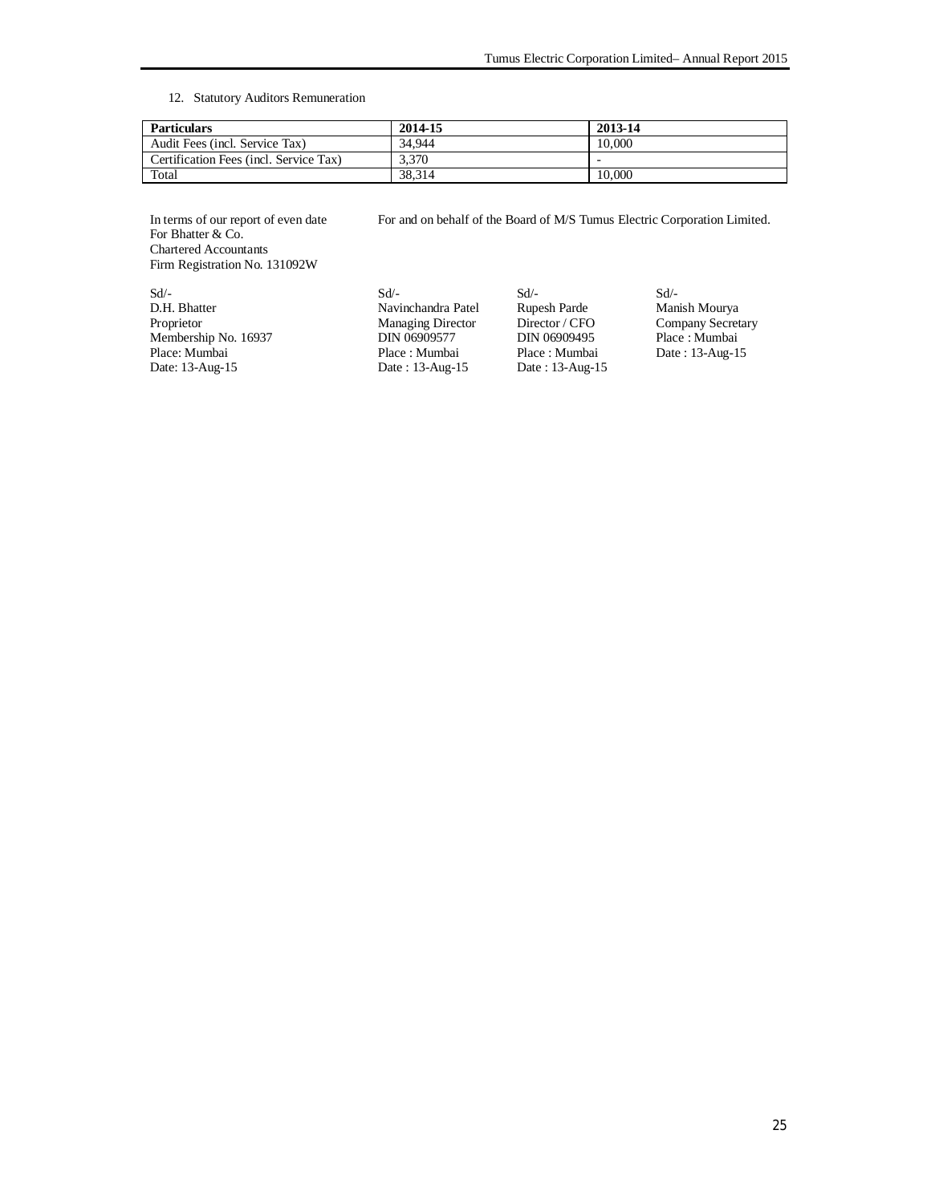12. Statutory Auditors Remuneration

| Particulars | 2014-15 | 2013-14 |
|---|---|---|
| Audit Fees (incl. Service Tax) | 34,944 | 10,000 |
| Certification Fees (incl. Service Tax) | 3,370 | - |
| Total | 38,314 | 10,000 |

In terms of our report of even date
For Bhatter & Co.
Chartered Accountants
Firm Registration No. 131092W

For and on behalf of the Board of M/S Tumus Electric Corporation Limited.

Sd/-
D.H. Bhatter
Proprietor
Membership No. 16937
Place: Mumbai
Date: 13-Aug-15

Sd/-
Navinchandra Patel
Managing Director
DIN 06909577
Place : Mumbai
Date : 13-Aug-15

Sd/-
Rupesh Parde
Director / CFO
DIN 06909495
Place : Mumbai
Date : 13-Aug-15

Sd/-
Manish Mourya
Company Secretary
Place : Mumbai
Date : 13-Aug-15